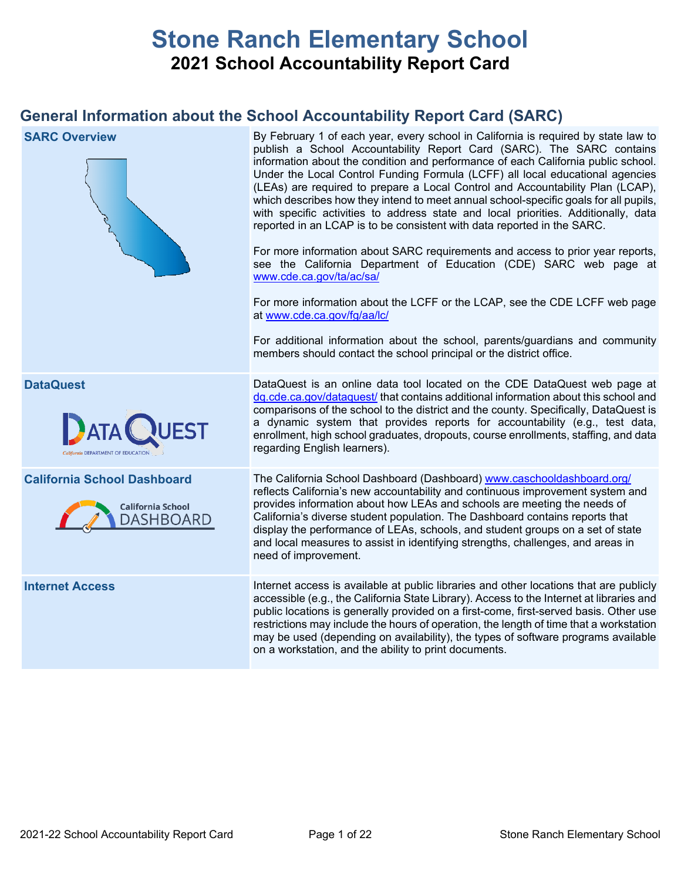# Stone Ranch Elementary School

## 2021 School Accountability Report Card

## General Information about the School Accountability Report Card (SARC)

| | |
|---|---|
| **SARC Overview** | By February 1 of each year, every school in California is required by state law to publish a School Accountability Report Card (SARC). The SARC contains information about the condition and performance of each California public school. Under the Local Control Funding Formula (LCFF) all local educational agencies (LEAs) are required to prepare a Local Control and Accountability Plan (LCAP), which describes how they intend to meet annual school-specific goals for all pupils, with specific activities to address state and local priorities. Additionally, data reported in an LCAP is to be consistent with data reported in the SARC.<br><br>For more information about SARC requirements and access to prior year reports, see the California Department of Education (CDE) SARC web page at www.cde.ca.gov/ta/ac/sa/<br><br>For more information about the LCFF or the LCAP, see the CDE LCFF web page at www.cde.ca.gov/fg/aa/lc/<br><br>For additional information about the school, parents/guardians and community members should contact the school principal or the district office. |
| **DataQuest** | DataQuest is an online data tool located on the CDE DataQuest web page at dq.cde.ca.gov/dataquest/ that contains additional information about this school and comparisons of the school to the district and the county. Specifically, DataQuest is a dynamic system that provides reports for accountability (e.g., test data, enrollment, high school graduates, dropouts, course enrollments, staffing, and data regarding English learners). |
| **California School Dashboard** | The California School Dashboard (Dashboard) www.caschooldashboard.org/ reflects California's new accountability and continuous improvement system and provides information about how LEAs and schools are meeting the needs of California's diverse student population. The Dashboard contains reports that display the performance of LEAs, schools, and student groups on a set of state and local measures to assist in identifying strengths, challenges, and areas in need of improvement. |
| **Internet Access** | Internet access is available at public libraries and other locations that are publicly accessible (e.g., the California State Library). Access to the Internet at libraries and public locations is generally provided on a first-come, first-served basis. Other use restrictions may include the hours of operation, the length of time that a workstation may be used (depending on availability), the types of software programs available on a workstation, and the ability to print documents. |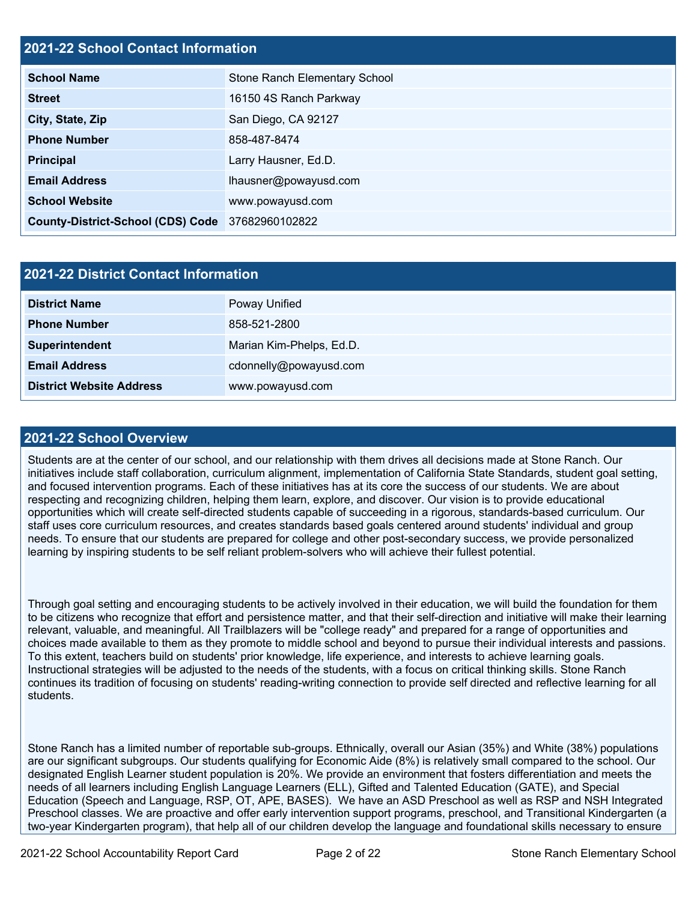## 2021-22 School Contact Information

| 2021-22 School Contact Information | |
|---|---|
| **School Name** | Stone Ranch Elementary School |
| **Street** | 16150 4S Ranch Parkway |
| **City, State, Zip** | San Diego, CA 92127 |
| **Phone Number** | 858-487-8474 |
| **Principal** | Larry Hausner, Ed.D. |
| **Email Address** | lhausner@powayusd.com |
| **School Website** | www.powayusd.com |
| **County-District-School (CDS) Code** | 37682960102822 |

## 2021-22 District Contact Information

| 2021-22 District Contact Information | |
|---|---|
| **District Name** | Poway Unified |
| **Phone Number** | 858-521-2800 |
| **Superintendent** | Marian Kim-Phelps, Ed.D. |
| **Email Address** | cdonnelly@powayusd.com |
| **District Website Address** | www.powayusd.com |

## 2021-22 School Overview

Students are at the center of our school, and our relationship with them drives all decisions made at Stone Ranch. Our initiatives include staff collaboration, curriculum alignment, implementation of California State Standards, student goal setting, and focused intervention programs. Each of these initiatives has at its core the success of our students. We are about respecting and recognizing children, helping them learn, explore, and discover. Our vision is to provide educational opportunities which will create self-directed students capable of succeeding in a rigorous, standards-based curriculum. Our staff uses core curriculum resources, and creates standards based goals centered around students' individual and group needs. To ensure that our students are prepared for college and other post-secondary success, we provide personalized learning by inspiring students to be self reliant problem-solvers who will achieve their fullest potential.

Through goal setting and encouraging students to be actively involved in their education, we will build the foundation for them to be citizens who recognize that effort and persistence matter, and that their self-direction and initiative will make their learning relevant, valuable, and meaningful. All Trailblazers will be "college ready" and prepared for a range of opportunities and choices made available to them as they promote to middle school and beyond to pursue their individual interests and passions. To this extent, teachers build on students' prior knowledge, life experience, and interests to achieve learning goals. Instructional strategies will be adjusted to the needs of the students, with a focus on critical thinking skills. Stone Ranch continues its tradition of focusing on students' reading-writing connection to provide self directed and reflective learning for all students.

Stone Ranch has a limited number of reportable sub-groups. Ethnically, overall our Asian (35%) and White (38%) populations are our significant subgroups. Our students qualifying for Economic Aide (8%) is relatively small compared to the school. Our designated English Learner student population is 20%. We provide an environment that fosters differentiation and meets the needs of all learners including English Language Learners (ELL), Gifted and Talented Education (GATE), and Special Education (Speech and Language, RSP, OT, APE, BASES). We have an ASD Preschool as well as RSP and NSH Integrated Preschool classes. We are proactive and offer early intervention support programs, preschool, and Transitional Kindergarten (a two-year Kindergarten program), that help all of our children develop the language and foundational skills necessary to ensure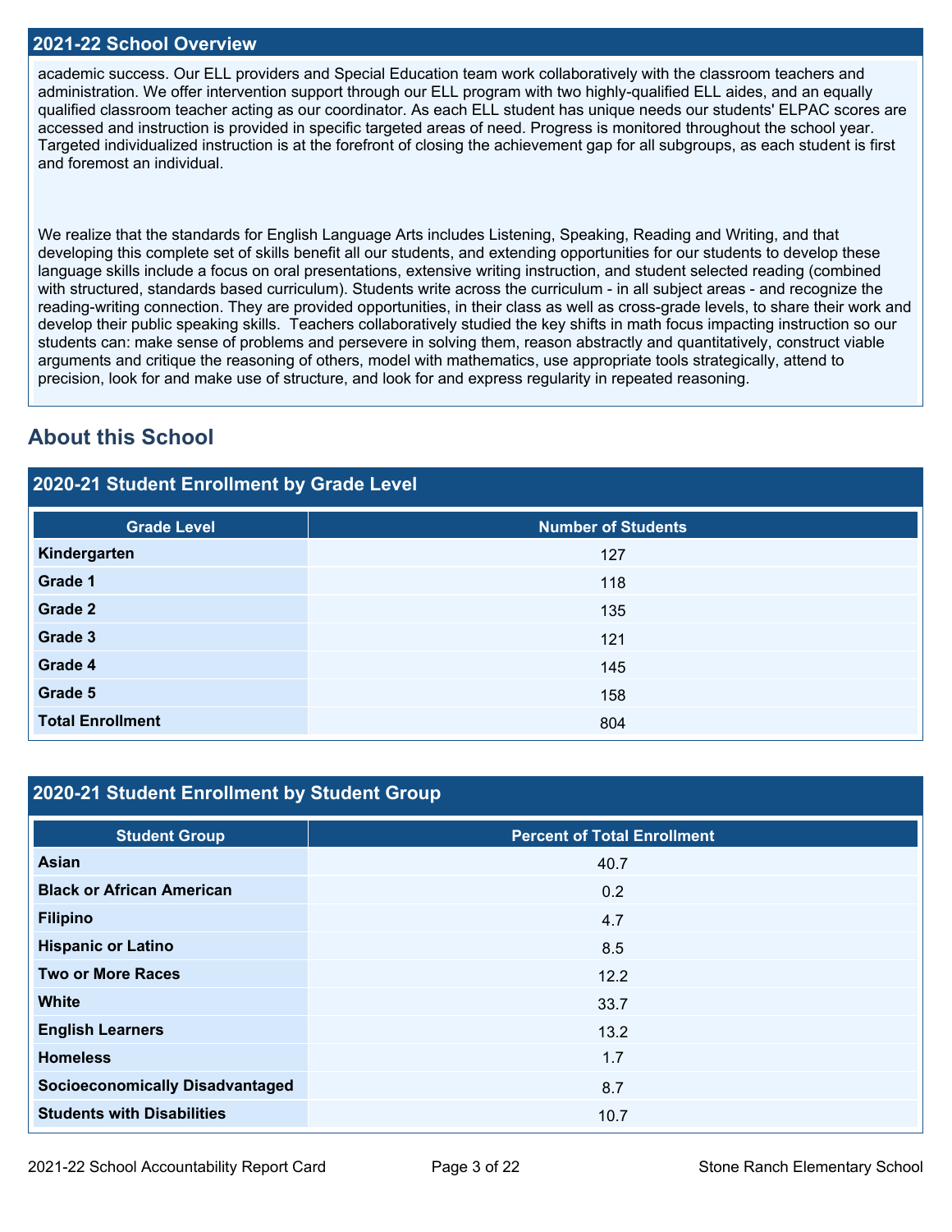## 2021-22 School Overview

academic success. Our ELL providers and Special Education team work collaboratively with the classroom teachers and administration. We offer intervention support through our ELL program with two highly-qualified ELL aides, and an equally qualified classroom teacher acting as our coordinator. As each ELL student has unique needs our students' ELPAC scores are accessed and instruction is provided in specific targeted areas of need. Progress is monitored throughout the school year. Targeted individualized instruction is at the forefront of closing the achievement gap for all subgroups, as each student is first and foremost an individual.

We realize that the standards for English Language Arts includes Listening, Speaking, Reading and Writing, and that developing this complete set of skills benefit all our students, and extending opportunities for our students to develop these language skills include a focus on oral presentations, extensive writing instruction, and student selected reading (combined with structured, standards based curriculum). Students write across the curriculum - in all subject areas - and recognize the reading-writing connection. They are provided opportunities, in their class as well as cross-grade levels, to share their work and develop their public speaking skills. Teachers collaboratively studied the key shifts in math focus impacting instruction so our students can: make sense of problems and persevere in solving them, reason abstractly and quantitatively, construct viable arguments and critique the reasoning of others, model with mathematics, use appropriate tools strategically, attend to precision, look for and make use of structure, and look for and express regularity in repeated reasoning.

# About this School

## 2020-21 Student Enrollment by Grade Level

| Grade Level | Number of Students |
|---|---|
| Kindergarten | 127 |
| Grade 1 | 118 |
| Grade 2 | 135 |
| Grade 3 | 121 |
| Grade 4 | 145 |
| Grade 5 | 158 |
| Total Enrollment | 804 |

## 2020-21 Student Enrollment by Student Group

| Student Group | Percent of Total Enrollment |
|---|---|
| Asian | 40.7 |
| Black or African American | 0.2 |
| Filipino | 4.7 |
| Hispanic or Latino | 8.5 |
| Two or More Races | 12.2 |
| White | 33.7 |
| English Learners | 13.2 |
| Homeless | 1.7 |
| Socioeconomically Disadvantaged | 8.7 |
| Students with Disabilities | 10.7 |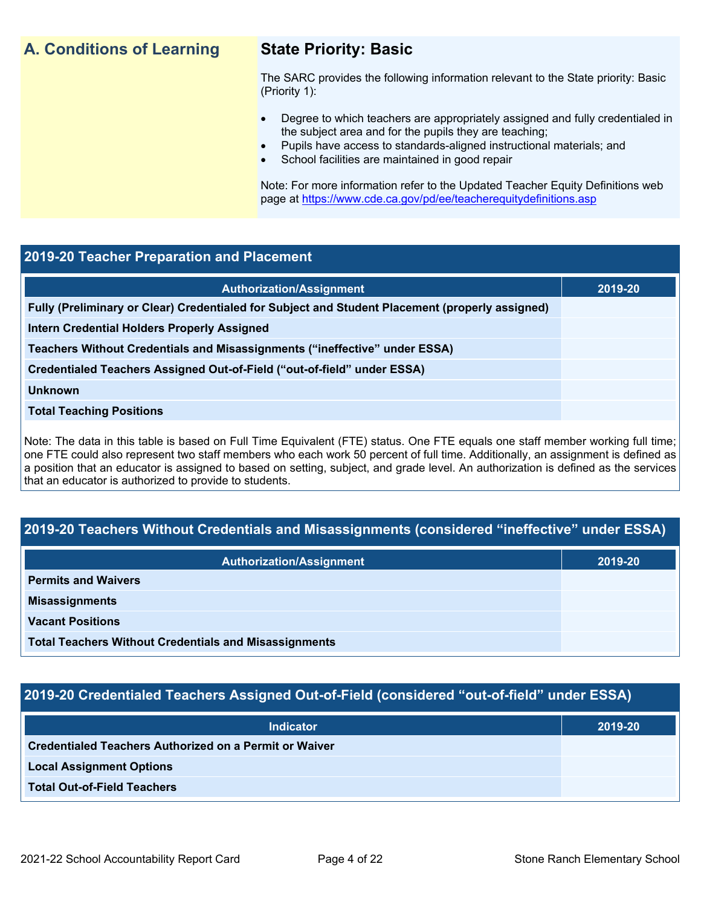## A. Conditions of Learning

### State Priority: Basic

The SARC provides the following information relevant to the State priority: Basic (Priority 1):

- Degree to which teachers are appropriately assigned and fully credentialed in the subject area and for the pupils they are teaching;
- Pupils have access to standards-aligned instructional materials; and
- School facilities are maintained in good repair

Note: For more information refer to the Updated Teacher Equity Definitions web page at https://www.cde.ca.gov/pd/ee/teacherequitydefinitions.asp

### 2019-20 Teacher Preparation and Placement

| Authorization/Assignment | 2019-20 |
| --- | --- |
| Fully (Preliminary or Clear) Credentialed for Subject and Student Placement (properly assigned) | |
| Intern Credential Holders Properly Assigned | |
| Teachers Without Credentials and Misassignments ("ineffective" under ESSA) | |
| Credentialed Teachers Assigned Out-of-Field ("out-of-field" under ESSA) | |
| Unknown | |
| Total Teaching Positions | |

Note: The data in this table is based on Full Time Equivalent (FTE) status. One FTE equals one staff member working full time; one FTE could also represent two staff members who each work 50 percent of full time. Additionally, an assignment is defined as a position that an educator is assigned to based on setting, subject, and grade level. An authorization is defined as the services that an educator is authorized to provide to students.

### 2019-20 Teachers Without Credentials and Misassignments (considered "ineffective" under ESSA)

| Authorization/Assignment | 2019-20 |
| --- | --- |
| Permits and Waivers | |
| Misassignments | |
| Vacant Positions | |
| Total Teachers Without Credentials and Misassignments | |

### 2019-20 Credentialed Teachers Assigned Out-of-Field (considered "out-of-field" under ESSA)

| Indicator | 2019-20 |
| --- | --- |
| Credentialed Teachers Authorized on a Permit or Waiver | |
| Local Assignment Options | |
| Total Out-of-Field Teachers | |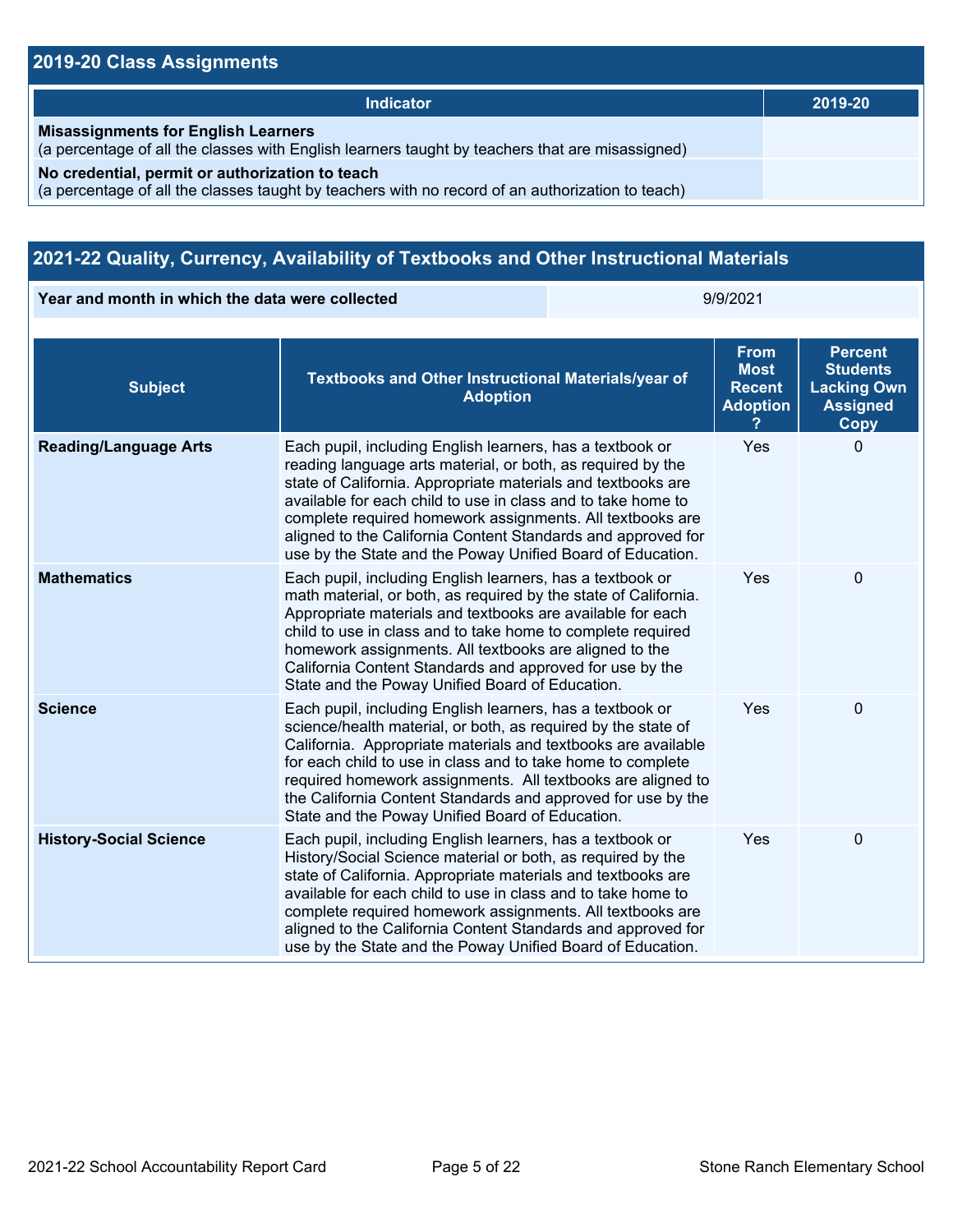## 2019-20 Class Assignments

| Indicator | 2019-20 |
| --- | --- |
| **Misassignments for English Learners** (a percentage of all the classes with English learners taught by teachers that are misassigned) | |
| **No credential, permit or authorization to teach** (a percentage of all the classes taught by teachers with no record of an authorization to teach) | |

## 2021-22 Quality, Currency, Availability of Textbooks and Other Instructional Materials

| Year and month in which the data were collected | 9/9/2021 |
| --- | --- |

| Subject | Textbooks and Other Instructional Materials/year of Adoption | From Most Recent Adoption ? | Percent Students Lacking Own Assigned Copy |
| --- | --- | --- | --- |
| **Reading/Language Arts** | Each pupil, including English learners, has a textbook or reading language arts material, or both, as required by the state of California. Appropriate materials and textbooks are available for each child to use in class and to take home to complete required homework assignments. All textbooks are aligned to the California Content Standards and approved for use by the State and the Poway Unified Board of Education. | Yes | 0 |
| **Mathematics** | Each pupil, including English learners, has a textbook or math material, or both, as required by the state of California. Appropriate materials and textbooks are available for each child to use in class and to take home to complete required homework assignments. All textbooks are aligned to the California Content Standards and approved for use by the State and the Poway Unified Board of Education. | Yes | 0 |
| **Science** | Each pupil, including English learners, has a textbook or science/health material, or both, as required by the state of California. Appropriate materials and textbooks are available for each child to use in class and to take home to complete required homework assignments. All textbooks are aligned to the California Content Standards and approved for use by the State and the Poway Unified Board of Education. | Yes | 0 |
| **History-Social Science** | Each pupil, including English learners, has a textbook or History/Social Science material or both, as required by the state of California. Appropriate materials and textbooks are available for each child to use in class and to take home to complete required homework assignments. All textbooks are aligned to the California Content Standards and approved for use by the State and the Poway Unified Board of Education. | Yes | 0 |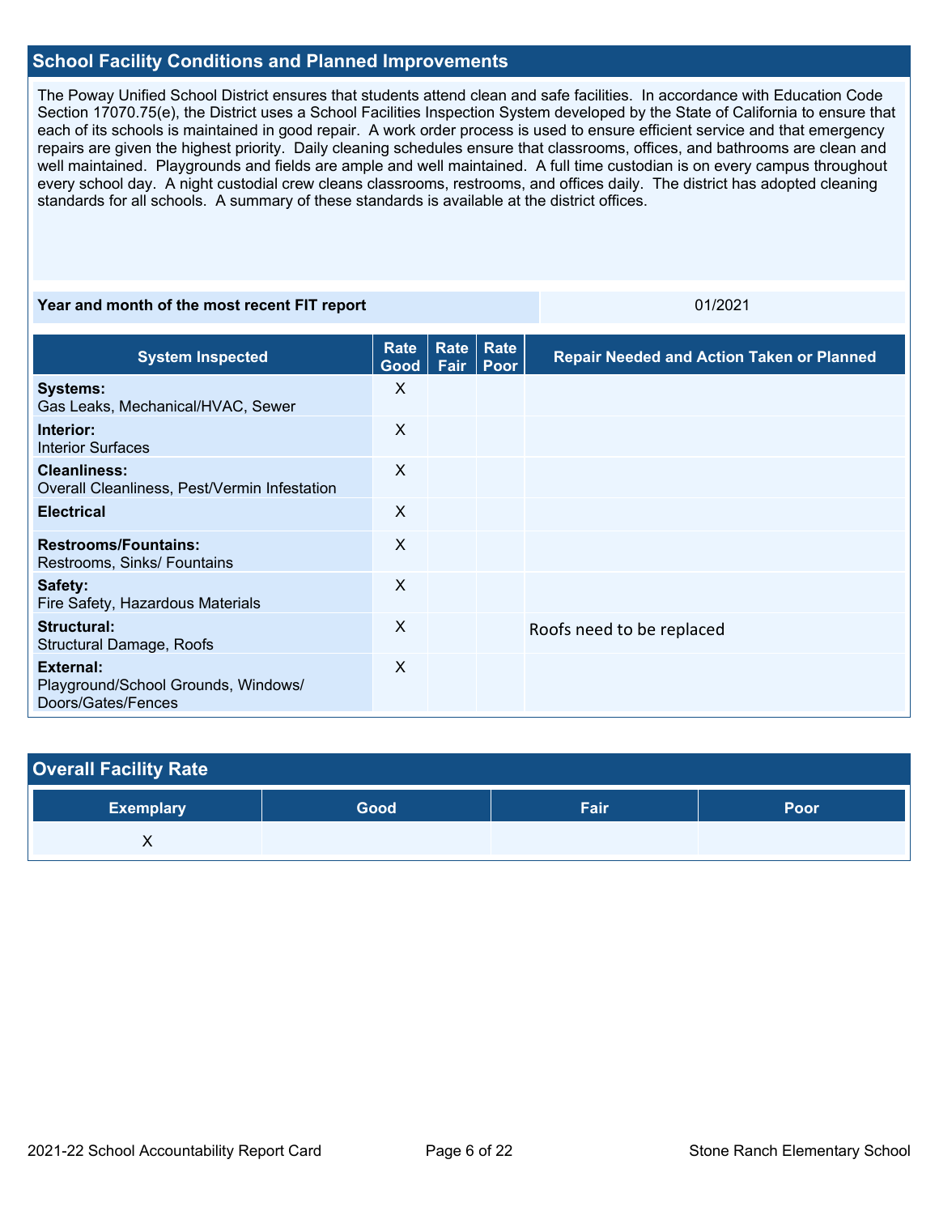## School Facility Conditions and Planned Improvements

The Poway Unified School District ensures that students attend clean and safe facilities. In accordance with Education Code Section 17070.75(e), the District uses a School Facilities Inspection System developed by the State of California to ensure that each of its schools is maintained in good repair. A work order process is used to ensure efficient service and that emergency repairs are given the highest priority. Daily cleaning schedules ensure that classrooms, offices, and bathrooms are clean and well maintained. Playgrounds and fields are ample and well maintained. A full time custodian is on every campus throughout every school day. A night custodial crew cleans classrooms, restrooms, and offices daily. The district has adopted cleaning standards for all schools. A summary of these standards is available at the district offices.

| Year and month of the most recent FIT report | 01/2021 |
|---|---|

| System Inspected | Rate Good | Rate Fair | Rate Poor | Repair Needed and Action Taken or Planned |
|---|---|---|---|---|
| **Systems:** Gas Leaks, Mechanical/HVAC, Sewer | X | | | |
| **Interior:** Interior Surfaces | X | | | |
| **Cleanliness:** Overall Cleanliness, Pest/Vermin Infestation | X | | | |
| **Electrical** | X | | | |
| **Restrooms/Fountains:** Restrooms, Sinks/ Fountains | X | | | |
| **Safety:** Fire Safety, Hazardous Materials | X | | | |
| **Structural:** Structural Damage, Roofs | X | | | Roofs need to be replaced |
| **External:** Playground/School Grounds, Windows/ Doors/Gates/Fences | X | | | |

## Overall Facility Rate

| Exemplary | Good | Fair | Poor |
|---|---|---|---|
| X | | | |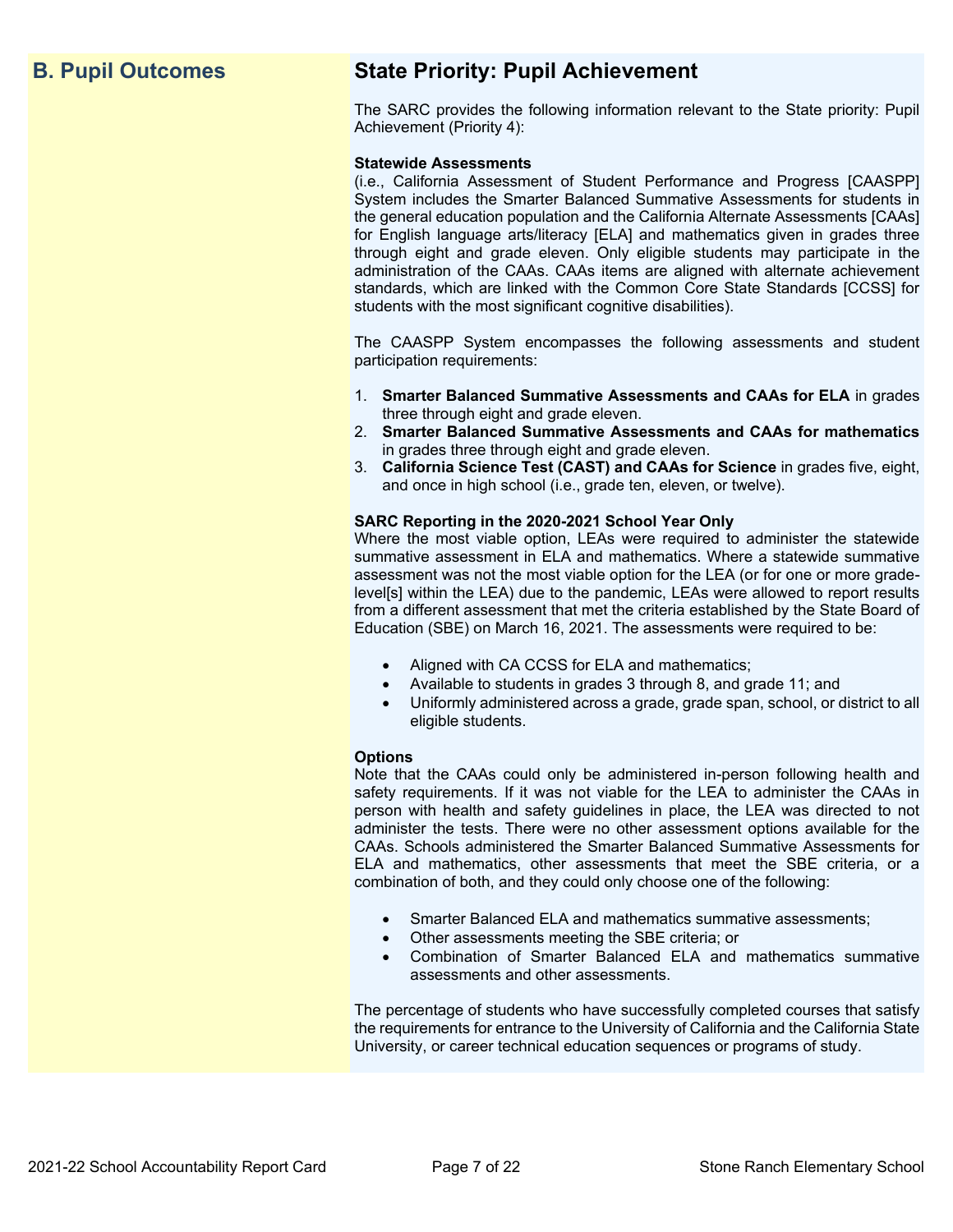## B. Pupil Outcomes

## State Priority: Pupil Achievement

The SARC provides the following information relevant to the State priority: Pupil Achievement (Priority 4):

**Statewide Assessments**
(i.e., California Assessment of Student Performance and Progress [CAASPP] System includes the Smarter Balanced Summative Assessments for students in the general education population and the California Alternate Assessments [CAAs] for English language arts/literacy [ELA] and mathematics given in grades three through eight and grade eleven. Only eligible students may participate in the administration of the CAAs. CAAs items are aligned with alternate achievement standards, which are linked with the Common Core State Standards [CCSS] for students with the most significant cognitive disabilities).

The CAASPP System encompasses the following assessments and student participation requirements:

1. **Smarter Balanced Summative Assessments and CAAs for ELA** in grades three through eight and grade eleven.
2. **Smarter Balanced Summative Assessments and CAAs for mathematics** in grades three through eight and grade eleven.
3. **California Science Test (CAST) and CAAs for Science** in grades five, eight, and once in high school (i.e., grade ten, eleven, or twelve).

**SARC Reporting in the 2020-2021 School Year Only**
Where the most viable option, LEAs were required to administer the statewide summative assessment in ELA and mathematics. Where a statewide summative assessment was not the most viable option for the LEA (or for one or more grade-level[s] within the LEA) due to the pandemic, LEAs were allowed to report results from a different assessment that met the criteria established by the State Board of Education (SBE) on March 16, 2021. The assessments were required to be:

- Aligned with CA CCSS for ELA and mathematics;
- Available to students in grades 3 through 8, and grade 11; and
- Uniformly administered across a grade, grade span, school, or district to all eligible students.

**Options**
Note that the CAAs could only be administered in-person following health and safety requirements. If it was not viable for the LEA to administer the CAAs in person with health and safety guidelines in place, the LEA was directed to not administer the tests. There were no other assessment options available for the CAAs. Schools administered the Smarter Balanced Summative Assessments for ELA and mathematics, other assessments that meet the SBE criteria, or a combination of both, and they could only choose one of the following:

- Smarter Balanced ELA and mathematics summative assessments;
- Other assessments meeting the SBE criteria; or
- Combination of Smarter Balanced ELA and mathematics summative assessments and other assessments.

The percentage of students who have successfully completed courses that satisfy the requirements for entrance to the University of California and the California State University, or career technical education sequences or programs of study.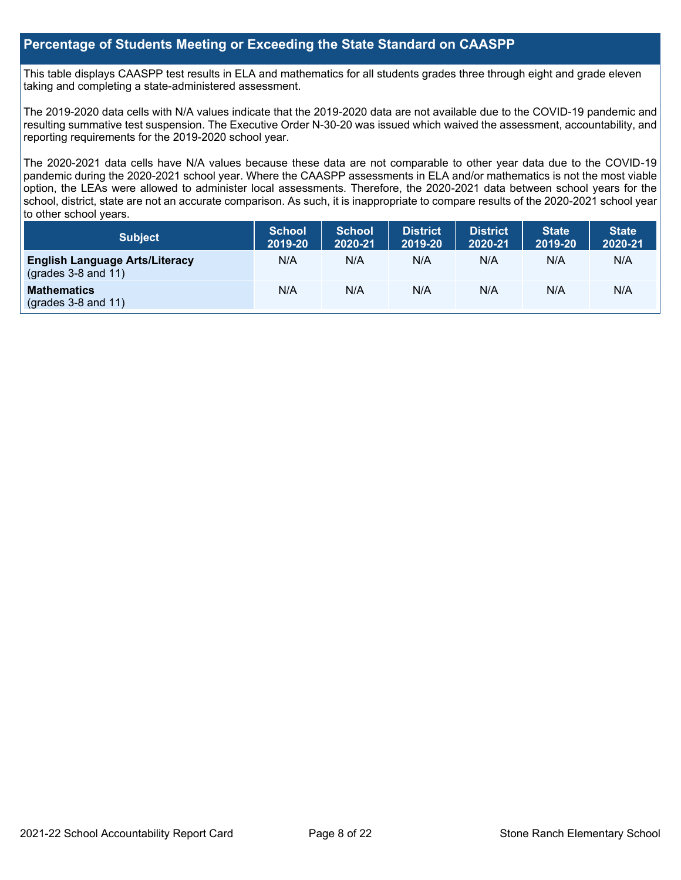## Percentage of Students Meeting or Exceeding the State Standard on CAASPP

This table displays CAASPP test results in ELA and mathematics for all students grades three through eight and grade eleven taking and completing a state-administered assessment.

The 2019-2020 data cells with N/A values indicate that the 2019-2020 data are not available due to the COVID-19 pandemic and resulting summative test suspension. The Executive Order N-30-20 was issued which waived the assessment, accountability, and reporting requirements for the 2019-2020 school year.

The 2020-2021 data cells have N/A values because these data are not comparable to other year data due to the COVID-19 pandemic during the 2020-2021 school year. Where the CAASPP assessments in ELA and/or mathematics is not the most viable option, the LEAs were allowed to administer local assessments. Therefore, the 2020-2021 data between school years for the school, district, state are not an accurate comparison. As such, it is inappropriate to compare results of the 2020-2021 school year to other school years.

| Subject | School 2019-20 | School 2020-21 | District 2019-20 | District 2020-21 | State 2019-20 | State 2020-21 |
|---|---|---|---|---|---|---|
| **English Language Arts/Literacy** (grades 3-8 and 11) | N/A | N/A | N/A | N/A | N/A | N/A |
| **Mathematics** (grades 3-8 and 11) | N/A | N/A | N/A | N/A | N/A | N/A |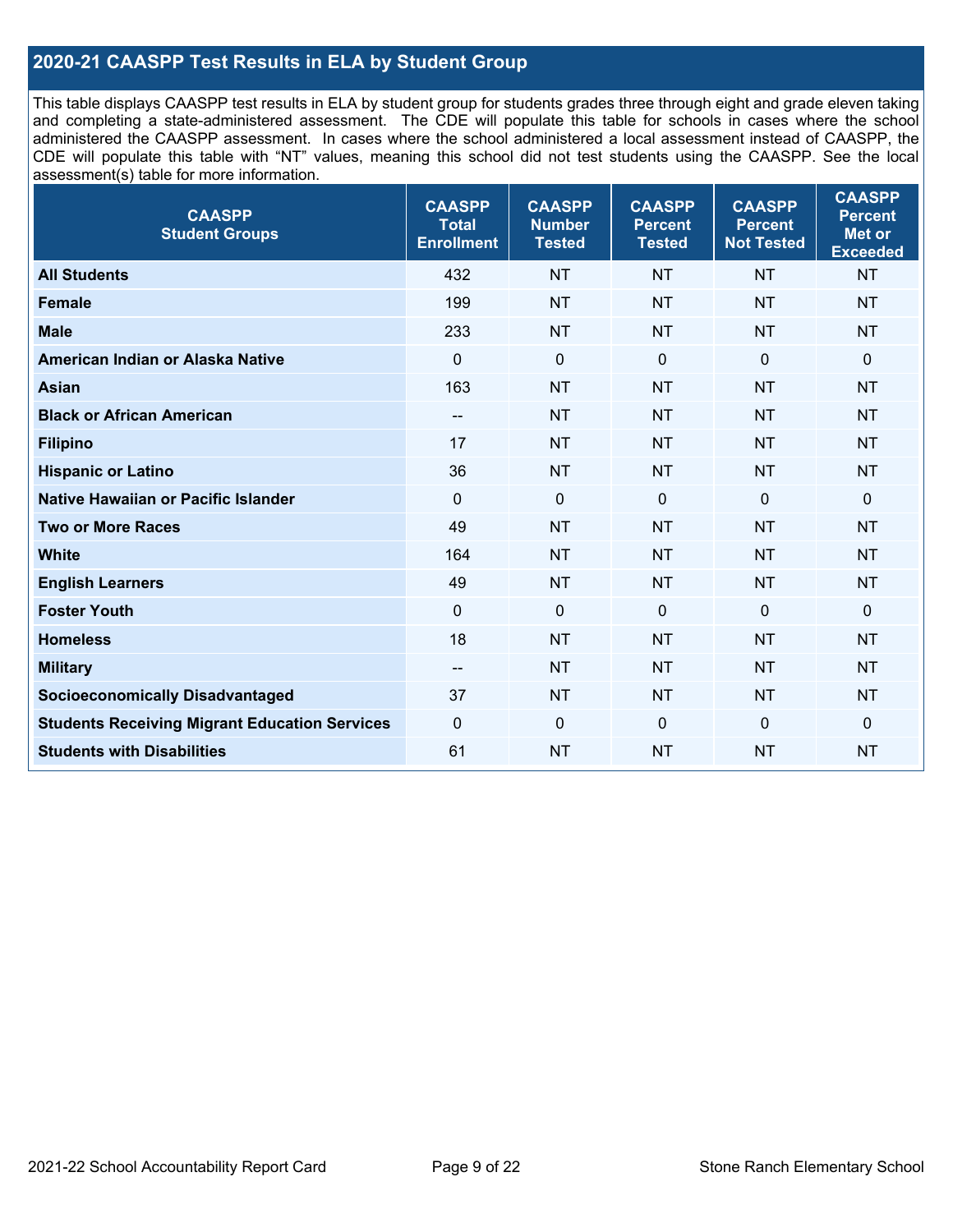## 2020-21 CAASPP Test Results in ELA by Student Group

This table displays CAASPP test results in ELA by student group for students grades three through eight and grade eleven taking and completing a state-administered assessment. The CDE will populate this table for schools in cases where the school administered the CAASPP assessment. In cases where the school administered a local assessment instead of CAASPP, the CDE will populate this table with "NT" values, meaning this school did not test students using the CAASPP. See the local assessment(s) table for more information.

| CAASPP Student Groups | CAASPP Total Enrollment | CAASPP Number Tested | CAASPP Percent Tested | CAASPP Percent Not Tested | CAASPP Percent Met or Exceeded |
|---|---|---|---|---|---|
| **All Students** | 432 | NT | NT | NT | NT |
| **Female** | 199 | NT | NT | NT | NT |
| **Male** | 233 | NT | NT | NT | NT |
| **American Indian or Alaska Native** | 0 | 0 | 0 | 0 | 0 |
| **Asian** | 163 | NT | NT | NT | NT |
| **Black or African American** | -- | NT | NT | NT | NT |
| **Filipino** | 17 | NT | NT | NT | NT |
| **Hispanic or Latino** | 36 | NT | NT | NT | NT |
| **Native Hawaiian or Pacific Islander** | 0 | 0 | 0 | 0 | 0 |
| **Two or More Races** | 49 | NT | NT | NT | NT |
| **White** | 164 | NT | NT | NT | NT |
| **English Learners** | 49 | NT | NT | NT | NT |
| **Foster Youth** | 0 | 0 | 0 | 0 | 0 |
| **Homeless** | 18 | NT | NT | NT | NT |
| **Military** | -- | NT | NT | NT | NT |
| **Socioeconomically Disadvantaged** | 37 | NT | NT | NT | NT |
| **Students Receiving Migrant Education Services** | 0 | 0 | 0 | 0 | 0 |
| **Students with Disabilities** | 61 | NT | NT | NT | NT |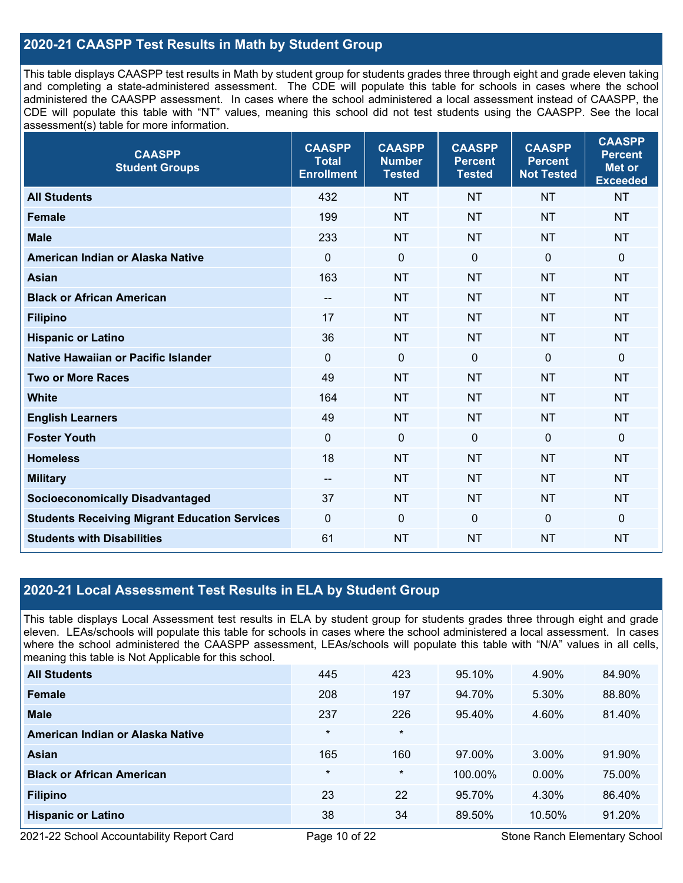## 2020-21 CAASPP Test Results in Math by Student Group

This table displays CAASPP test results in Math by student group for students grades three through eight and grade eleven taking and completing a state-administered assessment. The CDE will populate this table for schools in cases where the school administered the CAASPP assessment. In cases where the school administered a local assessment instead of CAASPP, the CDE will populate this table with "NT" values, meaning this school did not test students using the CAASPP. See the local assessment(s) table for more information.

| CAASPP Student Groups | CAASPP Total Enrollment | CAASPP Number Tested | CAASPP Percent Tested | CAASPP Percent Not Tested | CAASPP Percent Met or Exceeded |
|---|---|---|---|---|---|
| **All Students** | 432 | NT | NT | NT | NT |
| **Female** | 199 | NT | NT | NT | NT |
| **Male** | 233 | NT | NT | NT | NT |
| **American Indian or Alaska Native** | 0 | 0 | 0 | 0 | 0 |
| **Asian** | 163 | NT | NT | NT | NT |
| **Black or African American** | -- | NT | NT | NT | NT |
| **Filipino** | 17 | NT | NT | NT | NT |
| **Hispanic or Latino** | 36 | NT | NT | NT | NT |
| **Native Hawaiian or Pacific Islander** | 0 | 0 | 0 | 0 | 0 |
| **Two or More Races** | 49 | NT | NT | NT | NT |
| **White** | 164 | NT | NT | NT | NT |
| **English Learners** | 49 | NT | NT | NT | NT |
| **Foster Youth** | 0 | 0 | 0 | 0 | 0 |
| **Homeless** | 18 | NT | NT | NT | NT |
| **Military** | -- | NT | NT | NT | NT |
| **Socioeconomically Disadvantaged** | 37 | NT | NT | NT | NT |
| **Students Receiving Migrant Education Services** | 0 | 0 | 0 | 0 | 0 |
| **Students with Disabilities** | 61 | NT | NT | NT | NT |

## 2020-21 Local Assessment Test Results in ELA by Student Group

This table displays Local Assessment test results in ELA by student group for students grades three through eight and grade eleven. LEAs/schools will populate this table for schools in cases where the school administered a local assessment. In cases where the school administered the CAASPP assessment, LEAs/schools will populate this table with "N/A" values in all cells, meaning this table is Not Applicable for this school.

| Student Groups | Total Enrollment | Number Tested | Percent Tested | Percent Not Tested | Percent Met or Exceeded |
|---|---|---|---|---|---|
| **All Students** | 445 | 423 | 95.10% | 4.90% | 84.90% |
| **Female** | 208 | 197 | 94.70% | 5.30% | 88.80% |
| **Male** | 237 | 226 | 95.40% | 4.60% | 81.40% |
| **American Indian or Alaska Native** | * | * | | | |
| **Asian** | 165 | 160 | 97.00% | 3.00% | 91.90% |
| **Black or African American** | * | * | 100.00% | 0.00% | 75.00% |
| **Filipino** | 23 | 22 | 95.70% | 4.30% | 86.40% |
| **Hispanic or Latino** | 38 | 34 | 89.50% | 10.50% | 91.20% |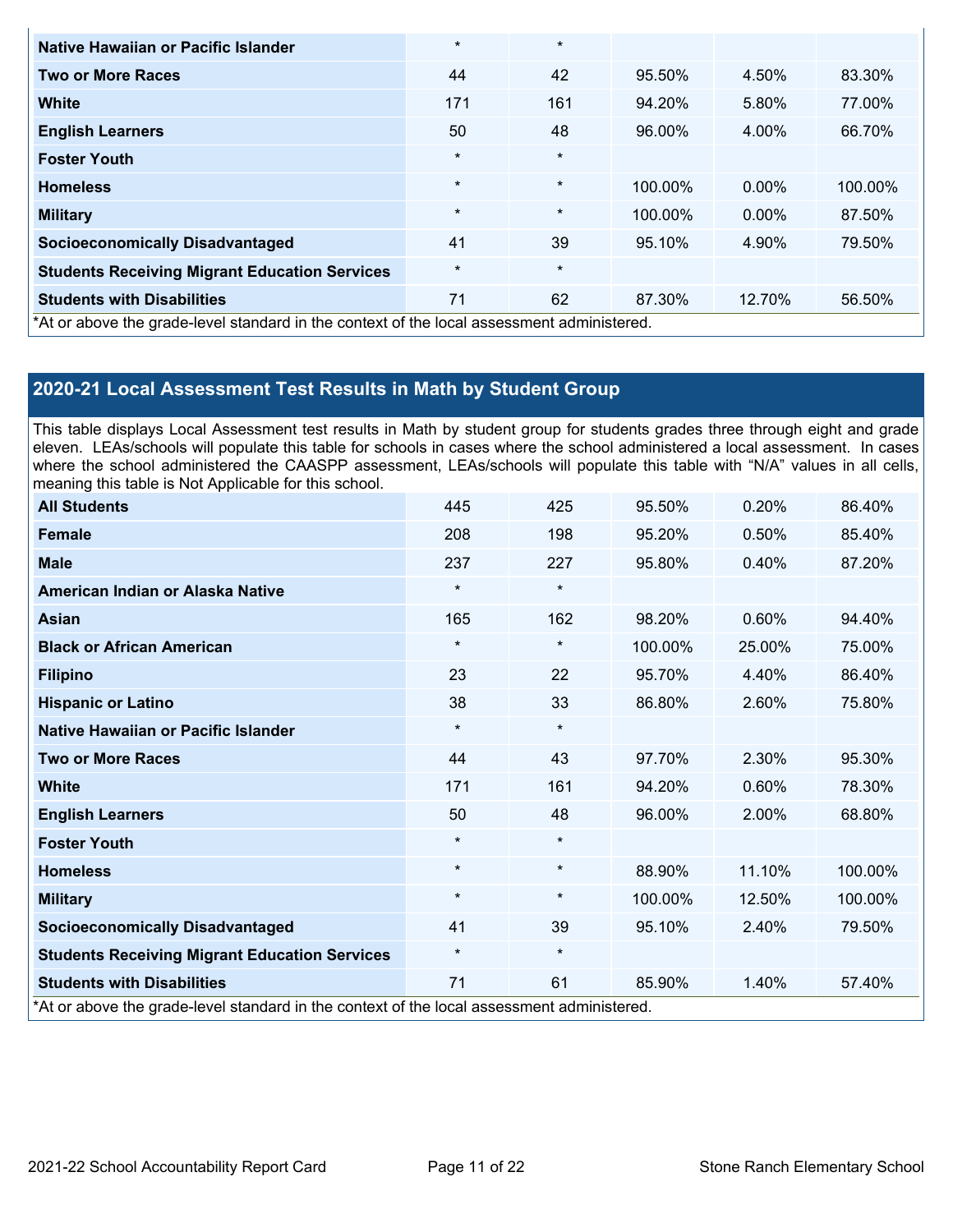| | | | | | |
|---|---|---|---|---|---|
| **Native Hawaiian or Pacific Islander** | * | * | | | |
| **Two or More Races** | 44 | 42 | 95.50% | 4.50% | 83.30% |
| **White** | 171 | 161 | 94.20% | 5.80% | 77.00% |
| **English Learners** | 50 | 48 | 96.00% | 4.00% | 66.70% |
| **Foster Youth** | * | * | | | |
| **Homeless** | * | * | 100.00% | 0.00% | 100.00% |
| **Military** | * | * | 100.00% | 0.00% | 87.50% |
| **Socioeconomically Disadvantaged** | 41 | 39 | 95.10% | 4.90% | 79.50% |
| **Students Receiving Migrant Education Services** | * | * | | | |
| **Students with Disabilities** | 71 | 62 | 87.30% | 12.70% | 56.50% |

*At or above the grade-level standard in the context of the local assessment administered.

## 2020-21 Local Assessment Test Results in Math by Student Group

This table displays Local Assessment test results in Math by student group for students grades three through eight and grade eleven. LEAs/schools will populate this table for schools in cases where the school administered a local assessment. In cases where the school administered the CAASPP assessment, LEAs/schools will populate this table with “N/A” values in all cells, meaning this table is Not Applicable for this school.

| | | | | | |
|---|---|---|---|---|---|
| **All Students** | 445 | 425 | 95.50% | 0.20% | 86.40% |
| **Female** | 208 | 198 | 95.20% | 0.50% | 85.40% |
| **Male** | 237 | 227 | 95.80% | 0.40% | 87.20% |
| **American Indian or Alaska Native** | * | * | | | |
| **Asian** | 165 | 162 | 98.20% | 0.60% | 94.40% |
| **Black or African American** | * | * | 100.00% | 25.00% | 75.00% |
| **Filipino** | 23 | 22 | 95.70% | 4.40% | 86.40% |
| **Hispanic or Latino** | 38 | 33 | 86.80% | 2.60% | 75.80% |
| **Native Hawaiian or Pacific Islander** | * | * | | | |
| **Two or More Races** | 44 | 43 | 97.70% | 2.30% | 95.30% |
| **White** | 171 | 161 | 94.20% | 0.60% | 78.30% |
| **English Learners** | 50 | 48 | 96.00% | 2.00% | 68.80% |
| **Foster Youth** | * | * | | | |
| **Homeless** | * | * | 88.90% | 11.10% | 100.00% |
| **Military** | * | * | 100.00% | 12.50% | 100.00% |
| **Socioeconomically Disadvantaged** | 41 | 39 | 95.10% | 2.40% | 79.50% |
| **Students Receiving Migrant Education Services** | * | * | | | |
| **Students with Disabilities** | 71 | 61 | 85.90% | 1.40% | 57.40% |

*At or above the grade-level standard in the context of the local assessment administered.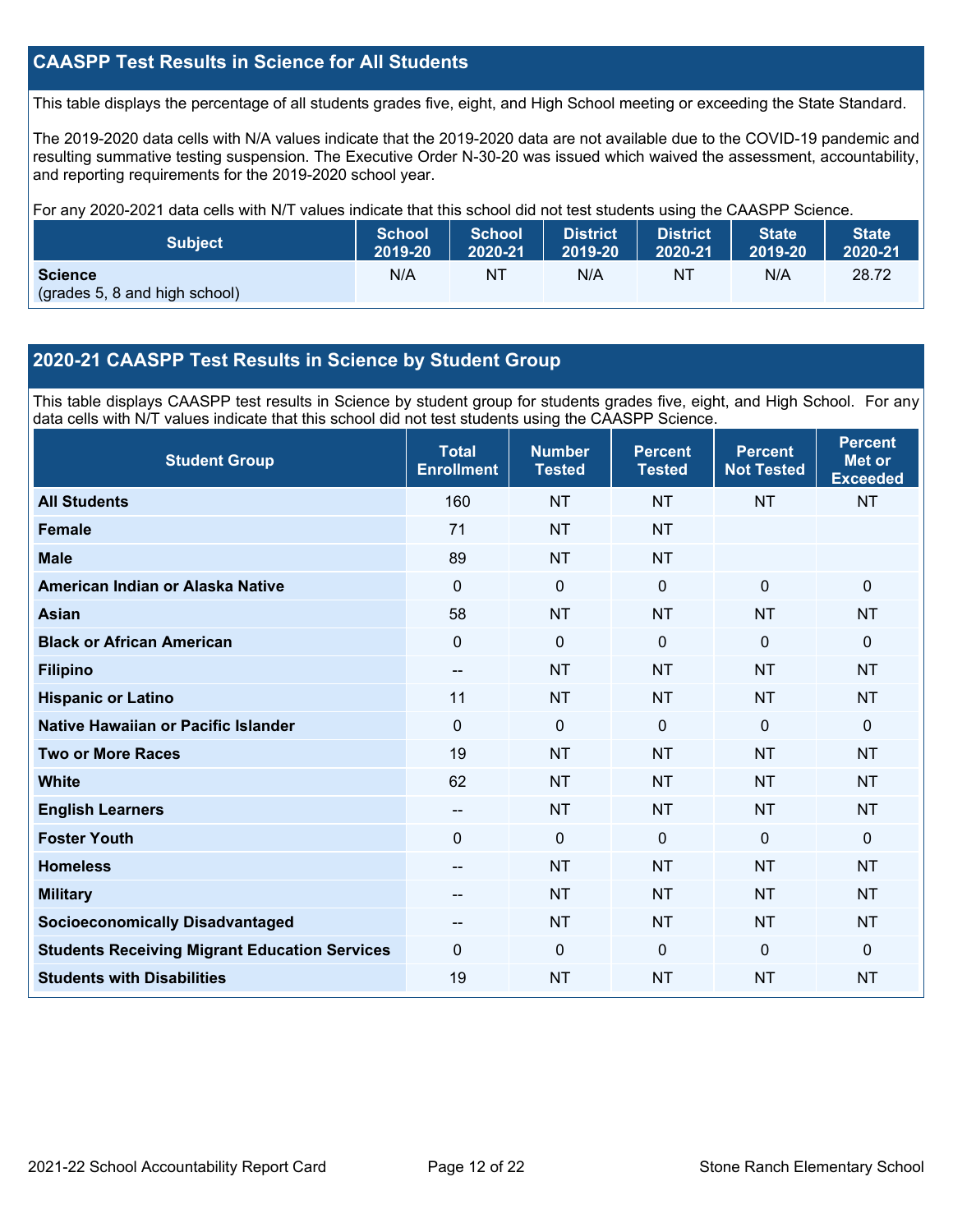## CAASPP Test Results in Science for All Students

This table displays the percentage of all students grades five, eight, and High School meeting or exceeding the State Standard.

The 2019-2020 data cells with N/A values indicate that the 2019-2020 data are not available due to the COVID-19 pandemic and resulting summative testing suspension. The Executive Order N-30-20 was issued which waived the assessment, accountability, and reporting requirements for the 2019-2020 school year.

For any 2020-2021 data cells with N/T values indicate that this school did not test students using the CAASPP Science.

| Subject | School 2019-20 | School 2020-21 | District 2019-20 | District 2020-21 | State 2019-20 | State 2020-21 |
|---|---|---|---|---|---|---|
| **Science** (grades 5, 8 and high school) | N/A | NT | N/A | NT | N/A | 28.72 |

## 2020-21 CAASPP Test Results in Science by Student Group

This table displays CAASPP test results in Science by student group for students grades five, eight, and High School. For any data cells with N/T values indicate that this school did not test students using the CAASPP Science.

| Student Group | Total Enrollment | Number Tested | Percent Tested | Percent Not Tested | Percent Met or Exceeded |
|---|---|---|---|---|---|
| **All Students** | 160 | NT | NT | NT | NT |
| **Female** | 71 | NT | NT | | |
| **Male** | 89 | NT | NT | | |
| **American Indian or Alaska Native** | 0 | 0 | 0 | 0 | 0 |
| **Asian** | 58 | NT | NT | NT | NT |
| **Black or African American** | 0 | 0 | 0 | 0 | 0 |
| **Filipino** | -- | NT | NT | NT | NT |
| **Hispanic or Latino** | 11 | NT | NT | NT | NT |
| **Native Hawaiian or Pacific Islander** | 0 | 0 | 0 | 0 | 0 |
| **Two or More Races** | 19 | NT | NT | NT | NT |
| **White** | 62 | NT | NT | NT | NT |
| **English Learners** | -- | NT | NT | NT | NT |
| **Foster Youth** | 0 | 0 | 0 | 0 | 0 |
| **Homeless** | -- | NT | NT | NT | NT |
| **Military** | -- | NT | NT | NT | NT |
| **Socioeconomically Disadvantaged** | -- | NT | NT | NT | NT |
| **Students Receiving Migrant Education Services** | 0 | 0 | 0 | 0 | 0 |
| **Students with Disabilities** | 19 | NT | NT | NT | NT |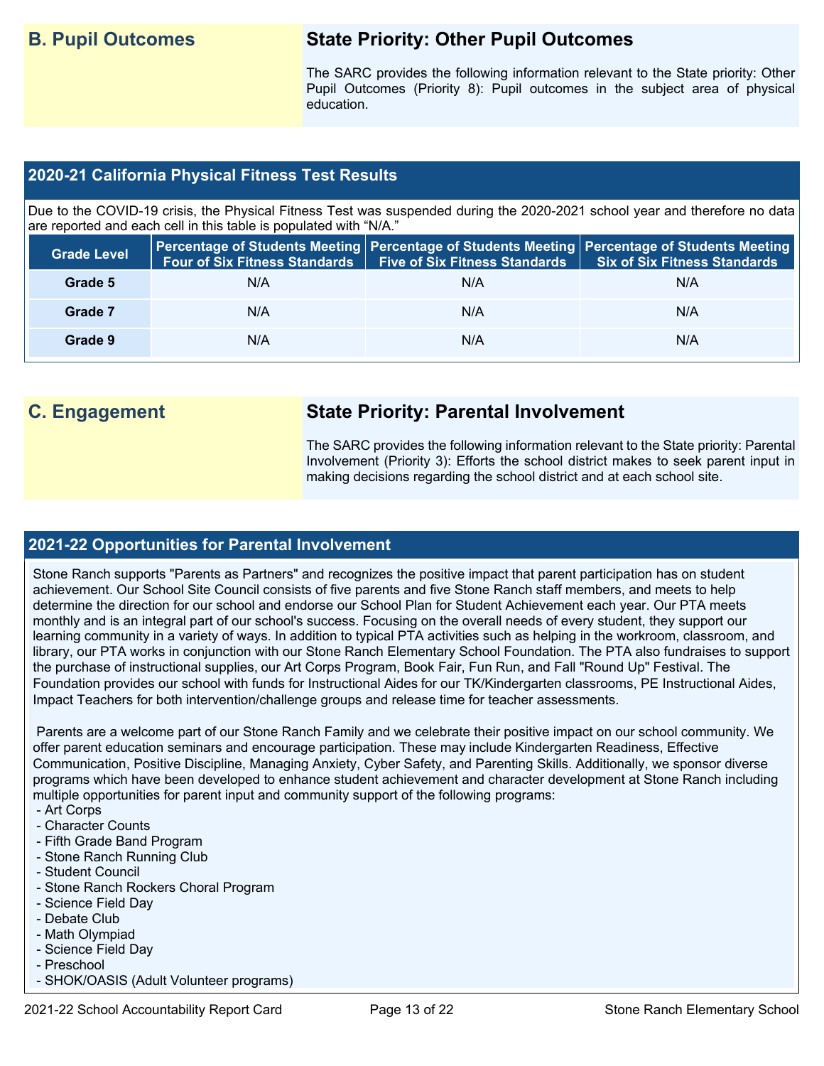## B. Pupil Outcomes

### State Priority: Other Pupil Outcomes

The SARC provides the following information relevant to the State priority: Other Pupil Outcomes (Priority 8): Pupil outcomes in the subject area of physical education.

### 2020-21 California Physical Fitness Test Results

Due to the COVID-19 crisis, the Physical Fitness Test was suspended during the 2020-2021 school year and therefore no data are reported and each cell in this table is populated with "N/A."

| Grade Level | Percentage of Students Meeting Four of Six Fitness Standards | Percentage of Students Meeting Five of Six Fitness Standards | Percentage of Students Meeting Six of Six Fitness Standards |
|---|---|---|---|
| Grade 5 | N/A | N/A | N/A |
| Grade 7 | N/A | N/A | N/A |
| Grade 9 | N/A | N/A | N/A |

## C. Engagement

### State Priority: Parental Involvement

The SARC provides the following information relevant to the State priority: Parental Involvement (Priority 3): Efforts the school district makes to seek parent input in making decisions regarding the school district and at each school site.

### 2021-22 Opportunities for Parental Involvement

Stone Ranch supports "Parents as Partners" and recognizes the positive impact that parent participation has on student achievement. Our School Site Council consists of five parents and five Stone Ranch staff members, and meets to help determine the direction for our school and endorse our School Plan for Student Achievement each year. Our PTA meets monthly and is an integral part of our school's success. Focusing on the overall needs of every student, they support our learning community in a variety of ways. In addition to typical PTA activities such as helping in the workroom, classroom, and library, our PTA works in conjunction with our Stone Ranch Elementary School Foundation. The PTA also fundraises to support the purchase of instructional supplies, our Art Corps Program, Book Fair, Fun Run, and Fall "Round Up" Festival. The Foundation provides our school with funds for Instructional Aides for our TK/Kindergarten classrooms, PE Instructional Aides, Impact Teachers for both intervention/challenge groups and release time for teacher assessments.

Parents are a welcome part of our Stone Ranch Family and we celebrate their positive impact on our school community. We offer parent education seminars and encourage participation. These may include Kindergarten Readiness, Effective Communication, Positive Discipline, Managing Anxiety, Cyber Safety, and Parenting Skills. Additionally, we sponsor diverse programs which have been developed to enhance student achievement and character development at Stone Ranch including multiple opportunities for parent input and community support of the following programs:

- Art Corps
- Character Counts
- Fifth Grade Band Program
- Stone Ranch Running Club
- Student Council
- Stone Ranch Rockers Choral Program
- Science Field Day
- Debate Club
- Math Olympiad
- Science Field Day
- Preschool
- SHOK/OASIS (Adult Volunteer programs)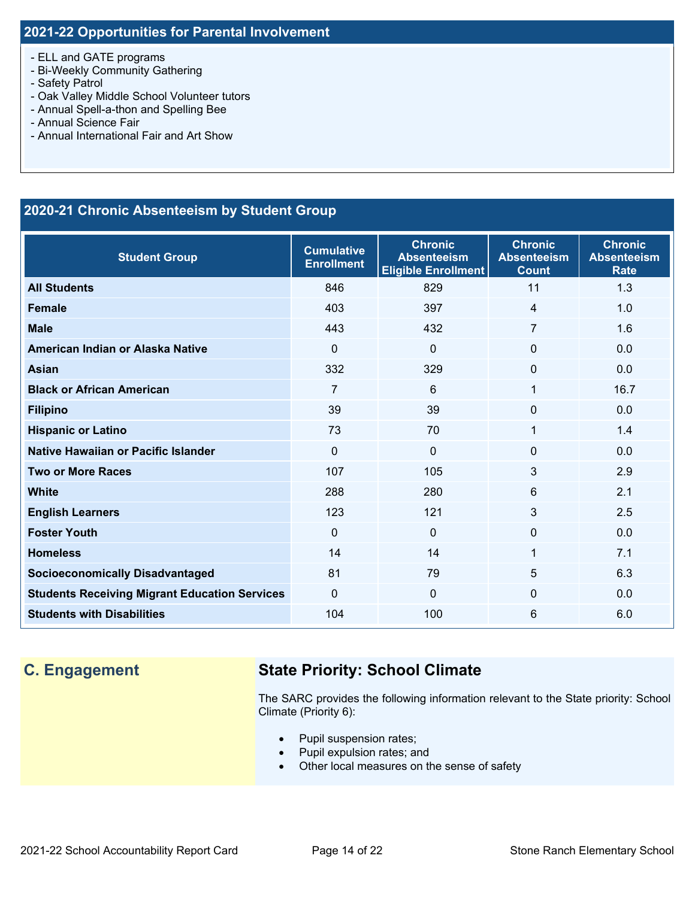## 2021-22 Opportunities for Parental Involvement

- ELL and GATE programs
- Bi-Weekly Community Gathering
- Safety Patrol
- Oak Valley Middle School Volunteer tutors
- Annual Spell-a-thon and Spelling Bee
- Annual Science Fair
- Annual International Fair and Art Show

## 2020-21 Chronic Absenteeism by Student Group

| Student Group | Cumulative Enrollment | Chronic Absenteeism Eligible Enrollment | Chronic Absenteeism Count | Chronic Absenteeism Rate |
|---|---|---|---|---|
| All Students | 846 | 829 | 11 | 1.3 |
| Female | 403 | 397 | 4 | 1.0 |
| Male | 443 | 432 | 7 | 1.6 |
| American Indian or Alaska Native | 0 | 0 | 0 | 0.0 |
| Asian | 332 | 329 | 0 | 0.0 |
| Black or African American | 7 | 6 | 1 | 16.7 |
| Filipino | 39 | 39 | 0 | 0.0 |
| Hispanic or Latino | 73 | 70 | 1 | 1.4 |
| Native Hawaiian or Pacific Islander | 0 | 0 | 0 | 0.0 |
| Two or More Races | 107 | 105 | 3 | 2.9 |
| White | 288 | 280 | 6 | 2.1 |
| English Learners | 123 | 121 | 3 | 2.5 |
| Foster Youth | 0 | 0 | 0 | 0.0 |
| Homeless | 14 | 14 | 1 | 7.1 |
| Socioeconomically Disadvantaged | 81 | 79 | 5 | 6.3 |
| Students Receiving Migrant Education Services | 0 | 0 | 0 | 0.0 |
| Students with Disabilities | 104 | 100 | 6 | 6.0 |

## C. Engagement

### State Priority: School Climate

The SARC provides the following information relevant to the State priority: School Climate (Priority 6):

- Pupil suspension rates;
- Pupil expulsion rates; and
- Other local measures on the sense of safety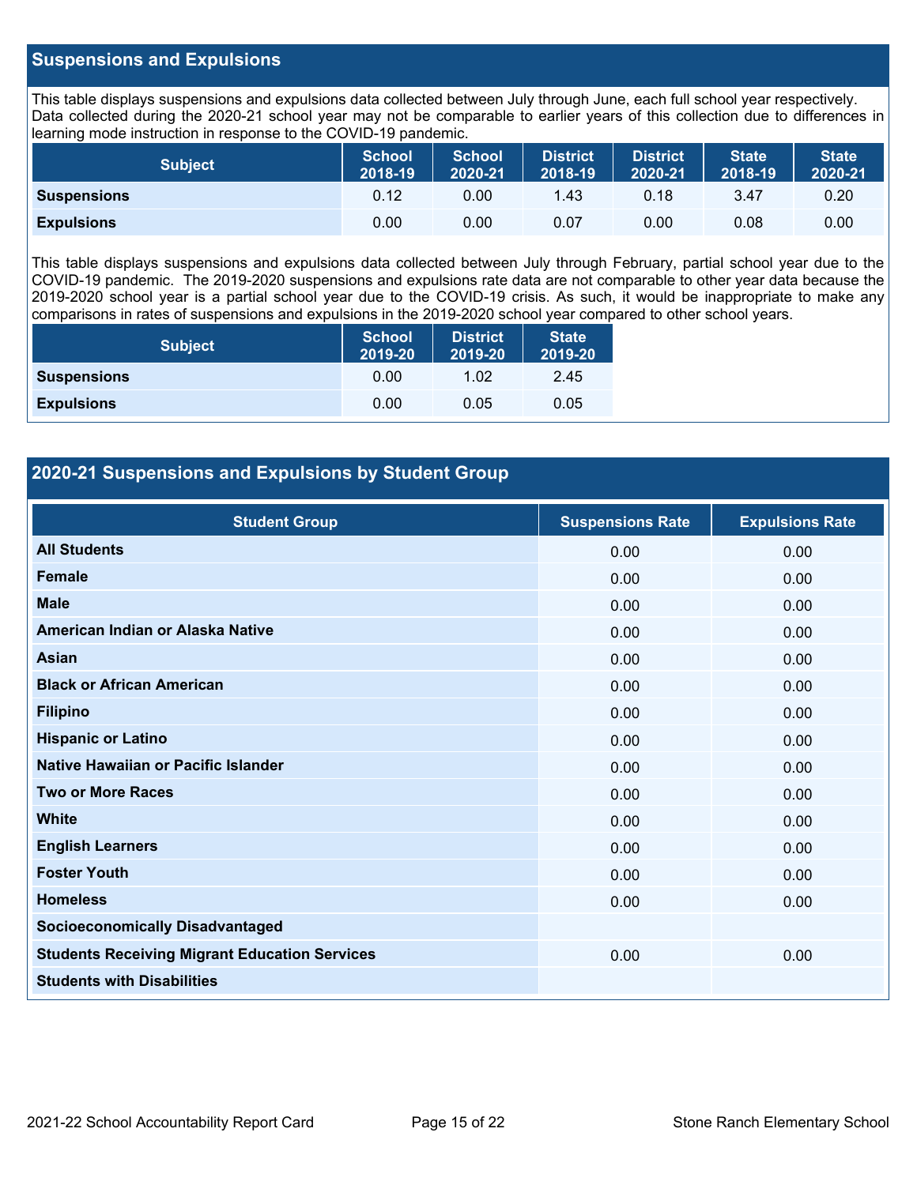## Suspensions and Expulsions

This table displays suspensions and expulsions data collected between July through June, each full school year respectively. Data collected during the 2020-21 school year may not be comparable to earlier years of this collection due to differences in learning mode instruction in response to the COVID-19 pandemic.

| Subject | School 2018-19 | School 2020-21 | District 2018-19 | District 2020-21 | State 2018-19 | State 2020-21 |
|---|---|---|---|---|---|---|
| **Suspensions** | 0.12 | 0.00 | 1.43 | 0.18 | 3.47 | 0.20 |
| **Expulsions** | 0.00 | 0.00 | 0.07 | 0.00 | 0.08 | 0.00 |

This table displays suspensions and expulsions data collected between July through February, partial school year due to the COVID-19 pandemic. The 2019-2020 suspensions and expulsions rate data are not comparable to other year data because the 2019-2020 school year is a partial school year due to the COVID-19 crisis. As such, it would be inappropriate to make any comparisons in rates of suspensions and expulsions in the 2019-2020 school year compared to other school years.

| Subject | School 2019-20 | District 2019-20 | State 2019-20 |
|---|---|---|---|
| **Suspensions** | 0.00 | 1.02 | 2.45 |
| **Expulsions** | 0.00 | 0.05 | 0.05 |

## 2020-21 Suspensions and Expulsions by Student Group

| Student Group | Suspensions Rate | Expulsions Rate |
|---|---|---|
| **All Students** | 0.00 | 0.00 |
| **Female** | 0.00 | 0.00 |
| **Male** | 0.00 | 0.00 |
| **American Indian or Alaska Native** | 0.00 | 0.00 |
| **Asian** | 0.00 | 0.00 |
| **Black or African American** | 0.00 | 0.00 |
| **Filipino** | 0.00 | 0.00 |
| **Hispanic or Latino** | 0.00 | 0.00 |
| **Native Hawaiian or Pacific Islander** | 0.00 | 0.00 |
| **Two or More Races** | 0.00 | 0.00 |
| **White** | 0.00 | 0.00 |
| **English Learners** | 0.00 | 0.00 |
| **Foster Youth** | 0.00 | 0.00 |
| **Homeless** | 0.00 | 0.00 |
| **Socioeconomically Disadvantaged** | | |
| **Students Receiving Migrant Education Services** | 0.00 | 0.00 |
| **Students with Disabilities** | | |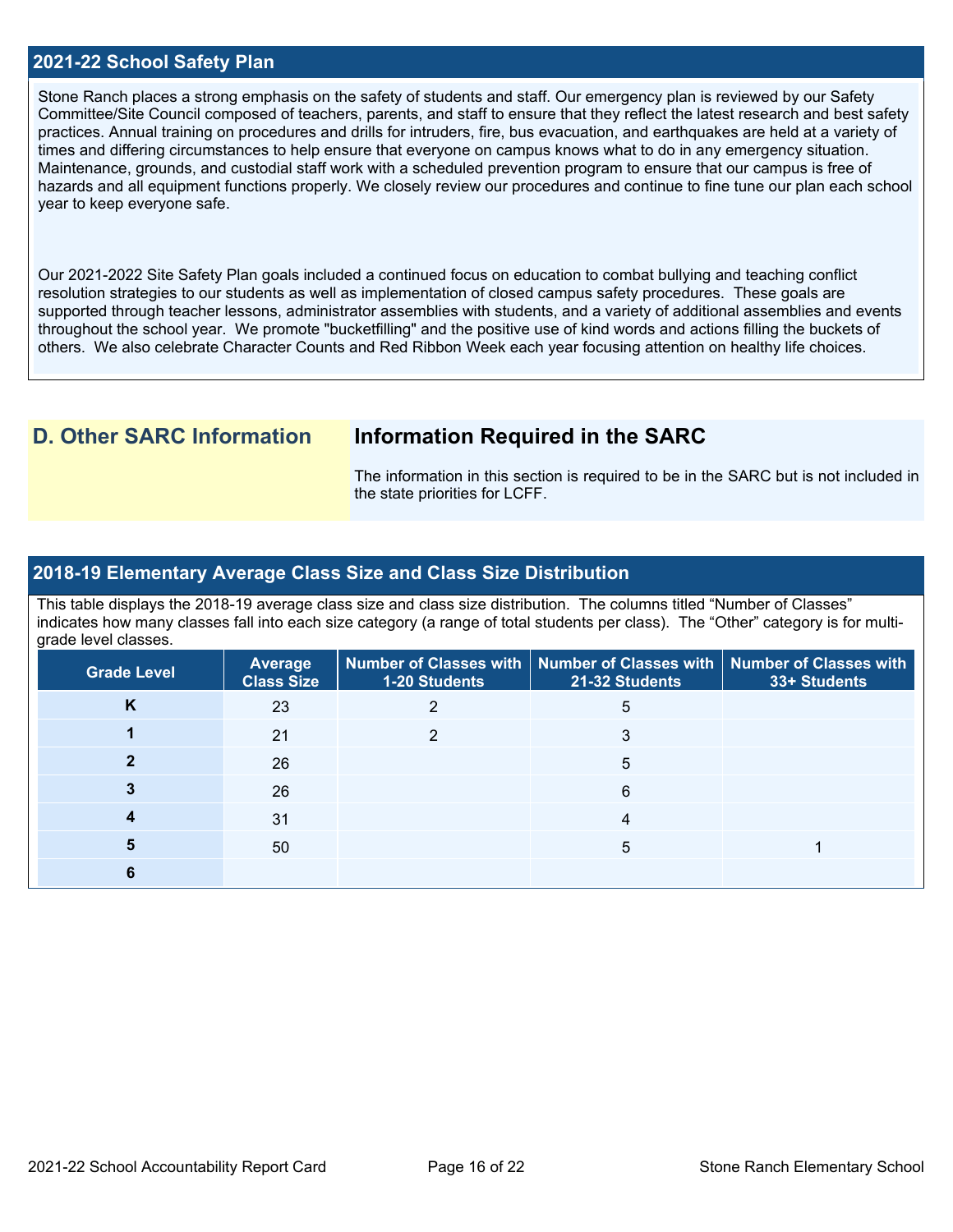## 2021-22 School Safety Plan

Stone Ranch places a strong emphasis on the safety of students and staff. Our emergency plan is reviewed by our Safety Committee/Site Council composed of teachers, parents, and staff to ensure that they reflect the latest research and best safety practices. Annual training on procedures and drills for intruders, fire, bus evacuation, and earthquakes are held at a variety of times and differing circumstances to help ensure that everyone on campus knows what to do in any emergency situation. Maintenance, grounds, and custodial staff work with a scheduled prevention program to ensure that our campus is free of hazards and all equipment functions properly. We closely review our procedures and continue to fine tune our plan each school year to keep everyone safe.

Our 2021-2022 Site Safety Plan goals included a continued focus on education to combat bullying and teaching conflict resolution strategies to our students as well as implementation of closed campus safety procedures. These goals are supported through teacher lessons, administrator assemblies with students, and a variety of additional assemblies and events throughout the school year. We promote "bucketfilling" and the positive use of kind words and actions filling the buckets of others. We also celebrate Character Counts and Red Ribbon Week each year focusing attention on healthy life choices.

## D. Other SARC Information

### Information Required in the SARC

The information in this section is required to be in the SARC but is not included in the state priorities for LCFF.

## 2018-19 Elementary Average Class Size and Class Size Distribution

This table displays the 2018-19 average class size and class size distribution. The columns titled "Number of Classes" indicates how many classes fall into each size category (a range of total students per class). The "Other" category is for multi-grade level classes.

| Grade Level | Average Class Size | Number of Classes with 1-20 Students | Number of Classes with 21-32 Students | Number of Classes with 33+ Students |
|---|---|---|---|---|
| K | 23 | 2 | 5 | |
| 1 | 21 | 2 | 3 | |
| 2 | 26 | | 5 | |
| 3 | 26 | | 6 | |
| 4 | 31 | | 4 | |
| 5 | 50 | | 5 | 1 |
| 6 | | | | |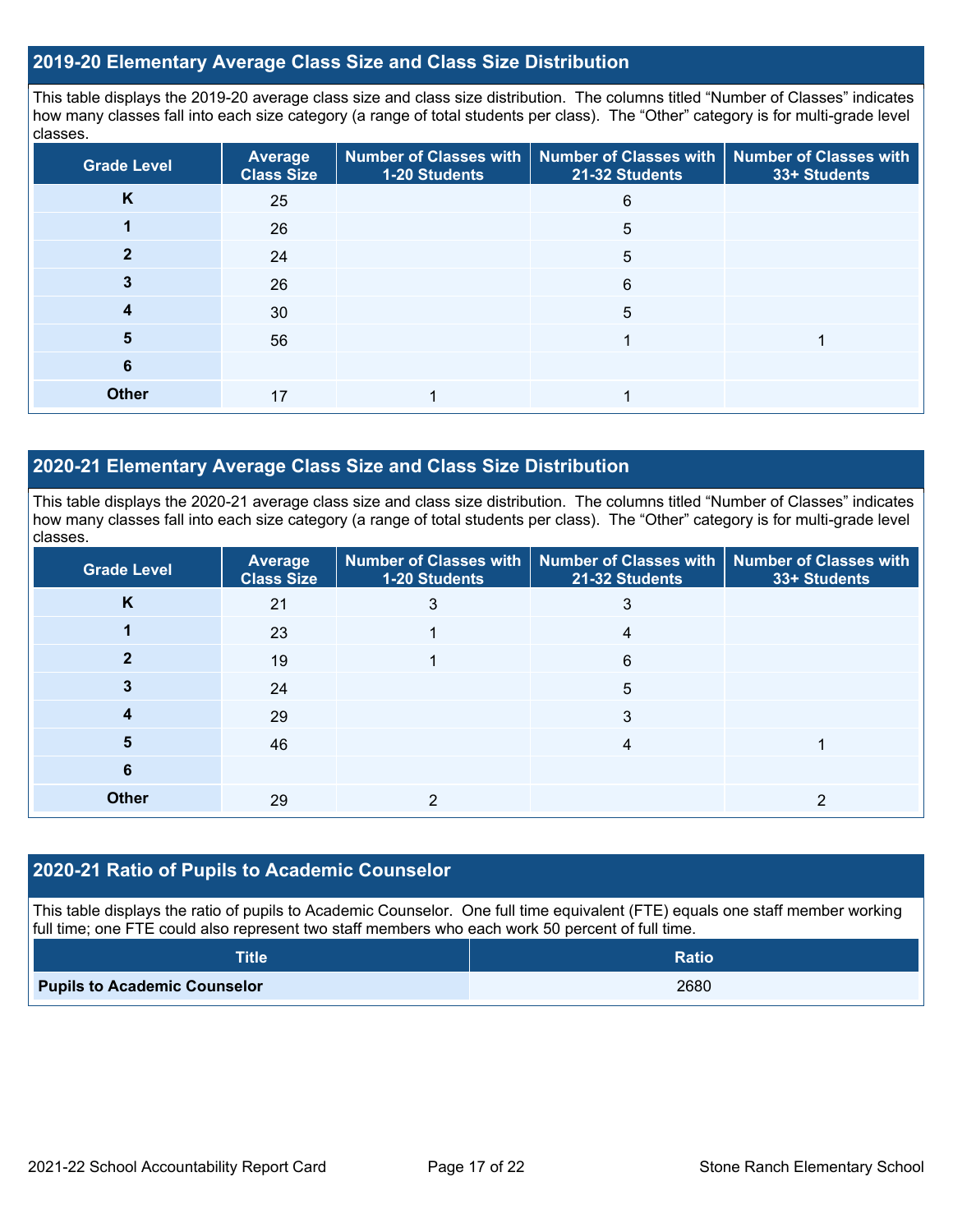## 2019-20 Elementary Average Class Size and Class Size Distribution

This table displays the 2019-20 average class size and class size distribution. The columns titled "Number of Classes" indicates how many classes fall into each size category (a range of total students per class). The "Other" category is for multi-grade level classes.

| Grade Level | Average Class Size | Number of Classes with 1-20 Students | Number of Classes with 21-32 Students | Number of Classes with 33+ Students |
|---|---|---|---|---|
| K | 25 | | 6 | |
| 1 | 26 | | 5 | |
| 2 | 24 | | 5 | |
| 3 | 26 | | 6 | |
| 4 | 30 | | 5 | |
| 5 | 56 | | 1 | 1 |
| 6 | | | | |
| Other | 17 | 1 | 1 | |

## 2020-21 Elementary Average Class Size and Class Size Distribution

This table displays the 2020-21 average class size and class size distribution. The columns titled "Number of Classes" indicates how many classes fall into each size category (a range of total students per class). The "Other" category is for multi-grade level classes.

| Grade Level | Average Class Size | Number of Classes with 1-20 Students | Number of Classes with 21-32 Students | Number of Classes with 33+ Students |
|---|---|---|---|---|
| K | 21 | 3 | 3 | |
| 1 | 23 | 1 | 4 | |
| 2 | 19 | 1 | 6 | |
| 3 | 24 | | 5 | |
| 4 | 29 | | 3 | |
| 5 | 46 | | 4 | 1 |
| 6 | | | | |
| Other | 29 | 2 | | 2 |

## 2020-21 Ratio of Pupils to Academic Counselor

This table displays the ratio of pupils to Academic Counselor. One full time equivalent (FTE) equals one staff member working full time; one FTE could also represent two staff members who each work 50 percent of full time.

| Title | Ratio |
|---|---|
| **Pupils to Academic Counselor** | 2680 |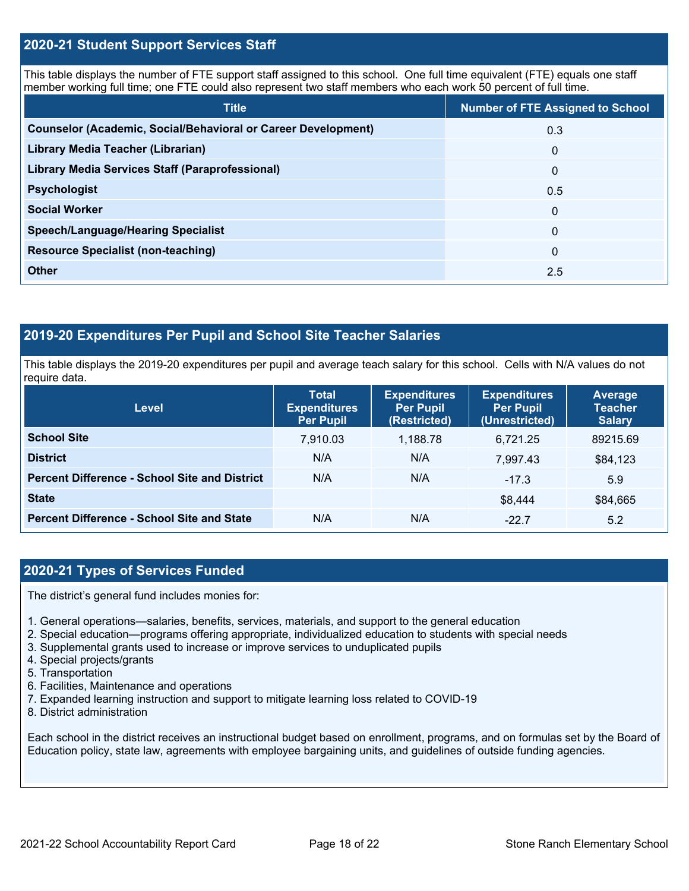## 2020-21 Student Support Services Staff

This table displays the number of FTE support staff assigned to this school. One full time equivalent (FTE) equals one staff member working full time; one FTE could also represent two staff members who each work 50 percent of full time.

| Title | Number of FTE Assigned to School |
|---|---|
| Counselor (Academic, Social/Behavioral or Career Development) | 0.3 |
| Library Media Teacher (Librarian) | 0 |
| Library Media Services Staff (Paraprofessional) | 0 |
| Psychologist | 0.5 |
| Social Worker | 0 |
| Speech/Language/Hearing Specialist | 0 |
| Resource Specialist (non-teaching) | 0 |
| Other | 2.5 |

## 2019-20 Expenditures Per Pupil and School Site Teacher Salaries

This table displays the 2019-20 expenditures per pupil and average teach salary for this school. Cells with N/A values do not require data.

| Level | Total Expenditures Per Pupil | Expenditures Per Pupil (Restricted) | Expenditures Per Pupil (Unrestricted) | Average Teacher Salary |
|---|---|---|---|---|
| School Site | 7,910.03 | 1,188.78 | 6,721.25 | 89215.69 |
| District | N/A | N/A | 7,997.43 | $84,123 |
| Percent Difference - School Site and District | N/A | N/A | -17.3 | 5.9 |
| State | | | $8,444 | $84,665 |
| Percent Difference - School Site and State | N/A | N/A | -22.7 | 5.2 |

## 2020-21 Types of Services Funded

The district's general fund includes monies for:

1. General operations—salaries, benefits, services, materials, and support to the general education
2. Special education—programs offering appropriate, individualized education to students with special needs
3. Supplemental grants used to increase or improve services to unduplicated pupils
4. Special projects/grants
5. Transportation
6. Facilities, Maintenance and operations
7. Expanded learning instruction and support to mitigate learning loss related to COVID-19
8. District administration

Each school in the district receives an instructional budget based on enrollment, programs, and on formulas set by the Board of Education policy, state law, agreements with employee bargaining units, and guidelines of outside funding agencies.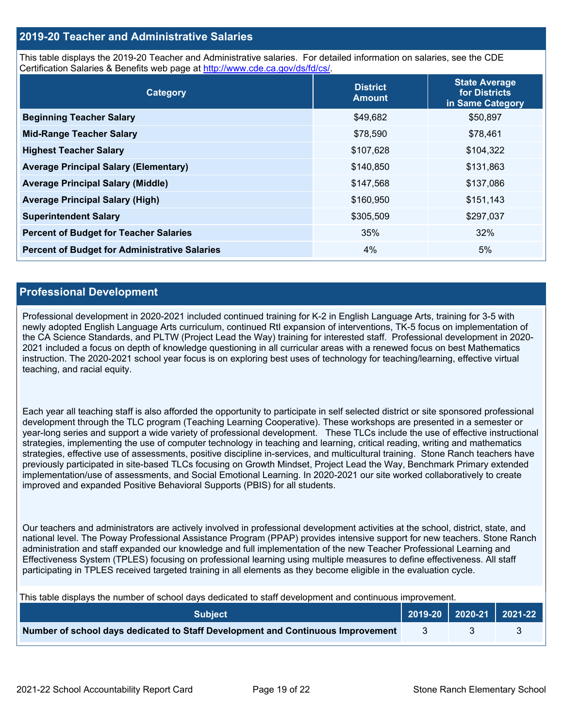## 2019-20 Teacher and Administrative Salaries

This table displays the 2019-20 Teacher and Administrative salaries. For detailed information on salaries, see the CDE Certification Salaries & Benefits web page at http://www.cde.ca.gov/ds/fd/cs/.

| Category | District Amount | State Average for Districts in Same Category |
|---|---|---|
| **Beginning Teacher Salary** | $49,682 | $50,897 |
| **Mid-Range Teacher Salary** | $78,590 | $78,461 |
| **Highest Teacher Salary** | $107,628 | $104,322 |
| **Average Principal Salary (Elementary)** | $140,850 | $131,863 |
| **Average Principal Salary (Middle)** | $147,568 | $137,086 |
| **Average Principal Salary (High)** | $160,950 | $151,143 |
| **Superintendent Salary** | $305,509 | $297,037 |
| **Percent of Budget for Teacher Salaries** | 35% | 32% |
| **Percent of Budget for Administrative Salaries** | 4% | 5% |

## Professional Development

Professional development in 2020-2021 included continued training for K-2 in English Language Arts, training for 3-5 with newly adopted English Language Arts curriculum, continued RtI expansion of interventions, TK-5 focus on implementation of the CA Science Standards, and PLTW (Project Lead the Way) training for interested staff. Professional development in 2020-2021 included a focus on depth of knowledge questioning in all curricular areas with a renewed focus on best Mathematics instruction. The 2020-2021 school year focus is on exploring best uses of technology for teaching/learning, effective virtual teaching, and racial equity.

Each year all teaching staff is also afforded the opportunity to participate in self selected district or site sponsored professional development through the TLC program (Teaching Learning Cooperative). These workshops are presented in a semester or year-long series and support a wide variety of professional development. These TLCs include the use of effective instructional strategies, implementing the use of computer technology in teaching and learning, critical reading, writing and mathematics strategies, effective use of assessments, positive discipline in-services, and multicultural training. Stone Ranch teachers have previously participated in site-based TLCs focusing on Growth Mindset, Project Lead the Way, Benchmark Primary extended implementation/use of assessments, and Social Emotional Learning. In 2020-2021 our site worked collaboratively to create improved and expanded Positive Behavioral Supports (PBIS) for all students.

Our teachers and administrators are actively involved in professional development activities at the school, district, state, and national level. The Poway Professional Assistance Program (PPAP) provides intensive support for new teachers. Stone Ranch administration and staff expanded our knowledge and full implementation of the new Teacher Professional Learning and Effectiveness System (TPLES) focusing on professional learning using multiple measures to define effectiveness. All staff participating in TPLES received targeted training in all elements as they become eligible in the evaluation cycle.

This table displays the number of school days dedicated to staff development and continuous improvement.

| Subject | 2019-20 | 2020-21 | 2021-22 |
|---|---|---|---|
| **Number of school days dedicated to Staff Development and Continuous Improvement** | 3 | 3 | 3 |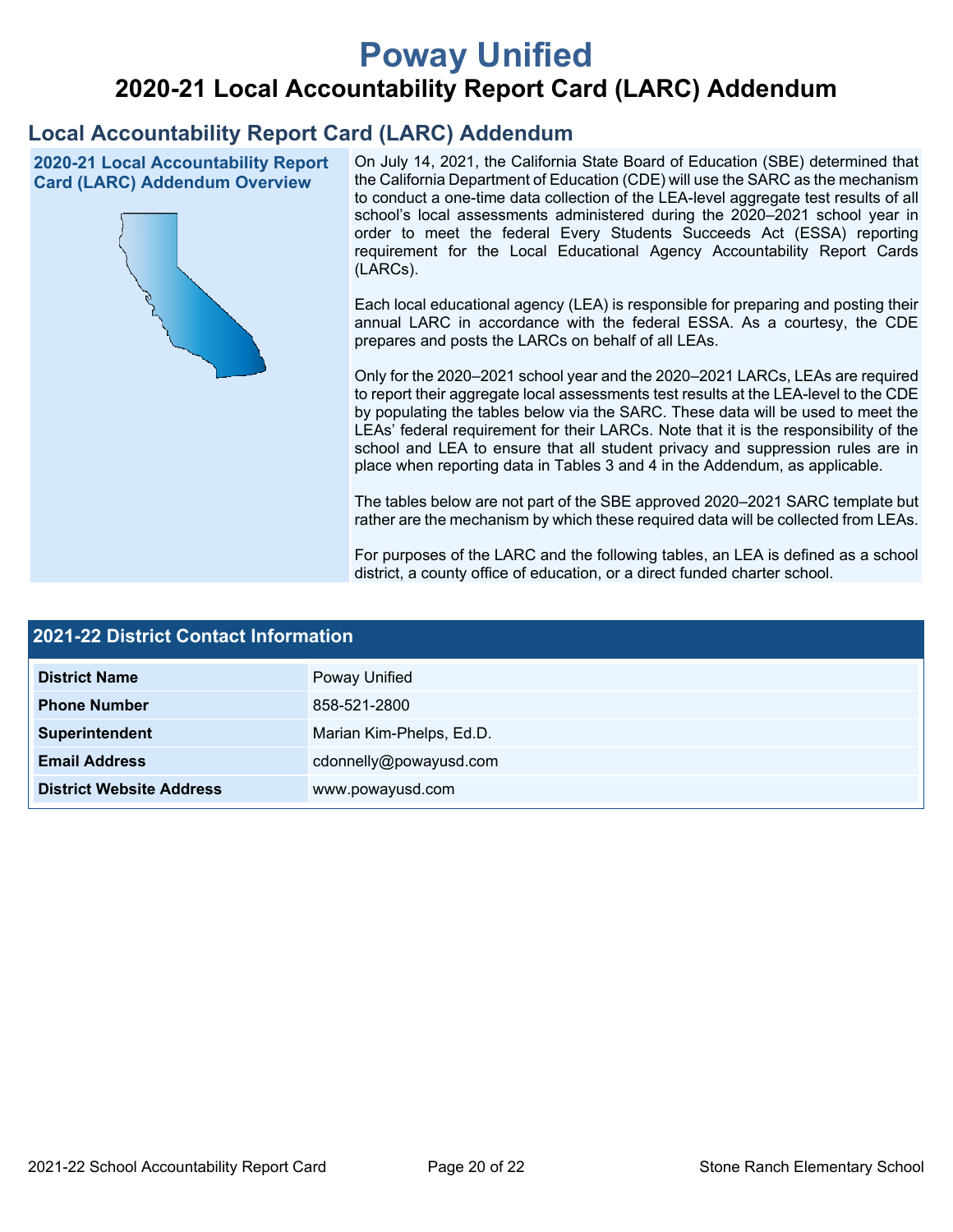# Poway Unified

## 2020-21 Local Accountability Report Card (LARC) Addendum

## Local Accountability Report Card (LARC) Addendum

### 2020-21 Local Accountability Report Card (LARC) Addendum Overview

On July 14, 2021, the California State Board of Education (SBE) determined that the California Department of Education (CDE) will use the SARC as the mechanism to conduct a one-time data collection of the LEA-level aggregate test results of all school's local assessments administered during the 2020–2021 school year in order to meet the federal Every Students Succeeds Act (ESSA) reporting requirement for the Local Educational Agency Accountability Report Cards (LARCs).

Each local educational agency (LEA) is responsible for preparing and posting their annual LARC in accordance with the federal ESSA. As a courtesy, the CDE prepares and posts the LARCs on behalf of all LEAs.

Only for the 2020–2021 school year and the 2020–2021 LARCs, LEAs are required to report their aggregate local assessments test results at the LEA-level to the CDE by populating the tables below via the SARC. These data will be used to meet the LEAs' federal requirement for their LARCs. Note that it is the responsibility of the school and LEA to ensure that all student privacy and suppression rules are in place when reporting data in Tables 3 and 4 in the Addendum, as applicable.

The tables below are not part of the SBE approved 2020–2021 SARC template but rather are the mechanism by which these required data will be collected from LEAs.

For purposes of the LARC and the following tables, an LEA is defined as a school district, a county office of education, or a direct funded charter school.

| 2021-22 District Contact Information | |
|---|---|
| **District Name** | Poway Unified |
| **Phone Number** | 858-521-2800 |
| **Superintendent** | Marian Kim-Phelps, Ed.D. |
| **Email Address** | cdonnelly@powayusd.com |
| **District Website Address** | www.powayusd.com |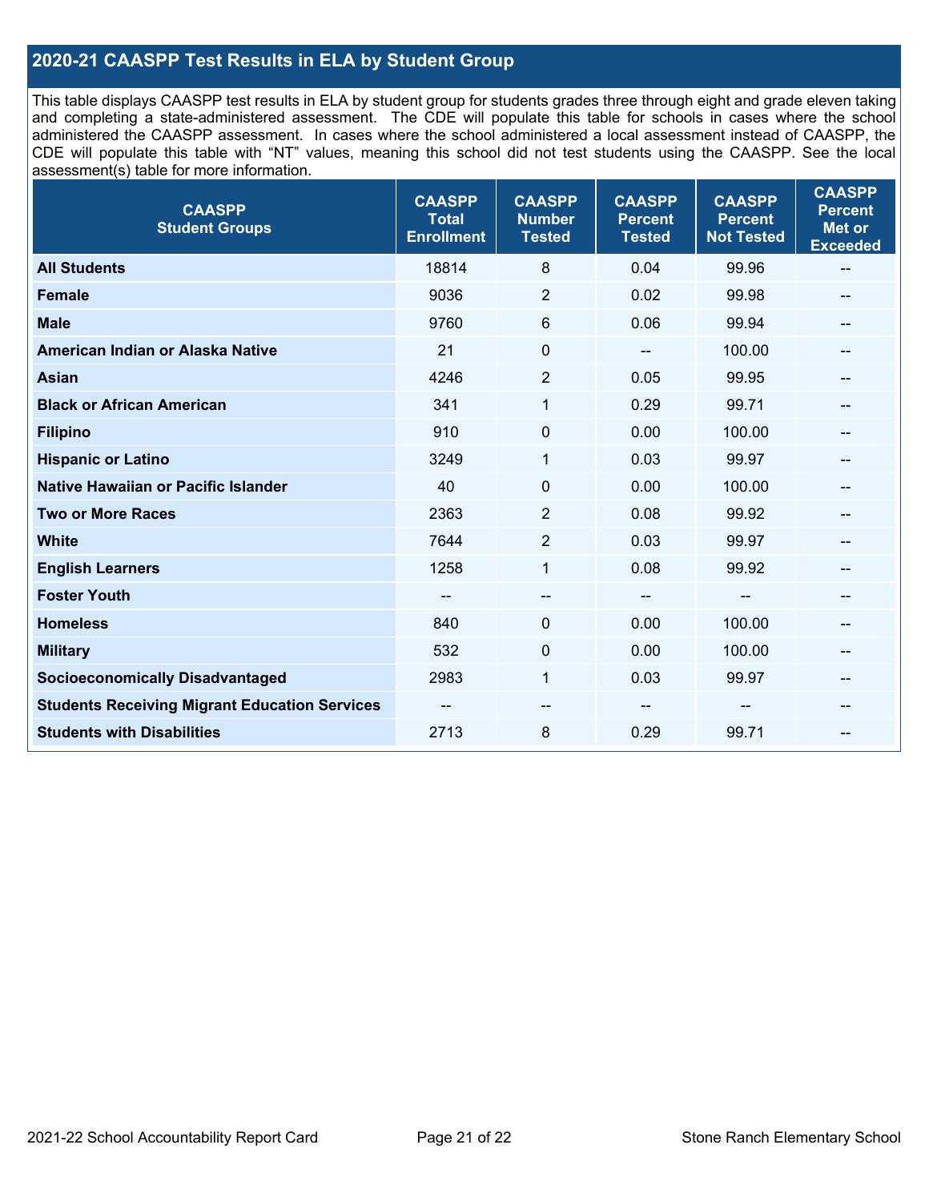## 2020-21 CAASPP Test Results in ELA by Student Group

This table displays CAASPP test results in ELA by student group for students grades three through eight and grade eleven taking and completing a state-administered assessment. The CDE will populate this table for schools in cases where the school administered the CAASPP assessment. In cases where the school administered a local assessment instead of CAASPP, the CDE will populate this table with "NT" values, meaning this school did not test students using the CAASPP. See the local assessment(s) table for more information.

| CAASPP Student Groups | CAASPP Total Enrollment | CAASPP Number Tested | CAASPP Percent Tested | CAASPP Percent Not Tested | CAASPP Percent Met or Exceeded |
|---|---|---|---|---|---|
| **All Students** | 18814 | 8 | 0.04 | 99.96 | -- |
| **Female** | 9036 | 2 | 0.02 | 99.98 | -- |
| **Male** | 9760 | 6 | 0.06 | 99.94 | -- |
| **American Indian or Alaska Native** | 21 | 0 | -- | 100.00 | -- |
| **Asian** | 4246 | 2 | 0.05 | 99.95 | -- |
| **Black or African American** | 341 | 1 | 0.29 | 99.71 | -- |
| **Filipino** | 910 | 0 | 0.00 | 100.00 | -- |
| **Hispanic or Latino** | 3249 | 1 | 0.03 | 99.97 | -- |
| **Native Hawaiian or Pacific Islander** | 40 | 0 | 0.00 | 100.00 | -- |
| **Two or More Races** | 2363 | 2 | 0.08 | 99.92 | -- |
| **White** | 7644 | 2 | 0.03 | 99.97 | -- |
| **English Learners** | 1258 | 1 | 0.08 | 99.92 | -- |
| **Foster Youth** | -- | -- | -- | -- | -- |
| **Homeless** | 840 | 0 | 0.00 | 100.00 | -- |
| **Military** | 532 | 0 | 0.00 | 100.00 | -- |
| **Socioeconomically Disadvantaged** | 2983 | 1 | 0.03 | 99.97 | -- |
| **Students Receiving Migrant Education Services** | -- | -- | -- | -- | -- |
| **Students with Disabilities** | 2713 | 8 | 0.29 | 99.71 | -- |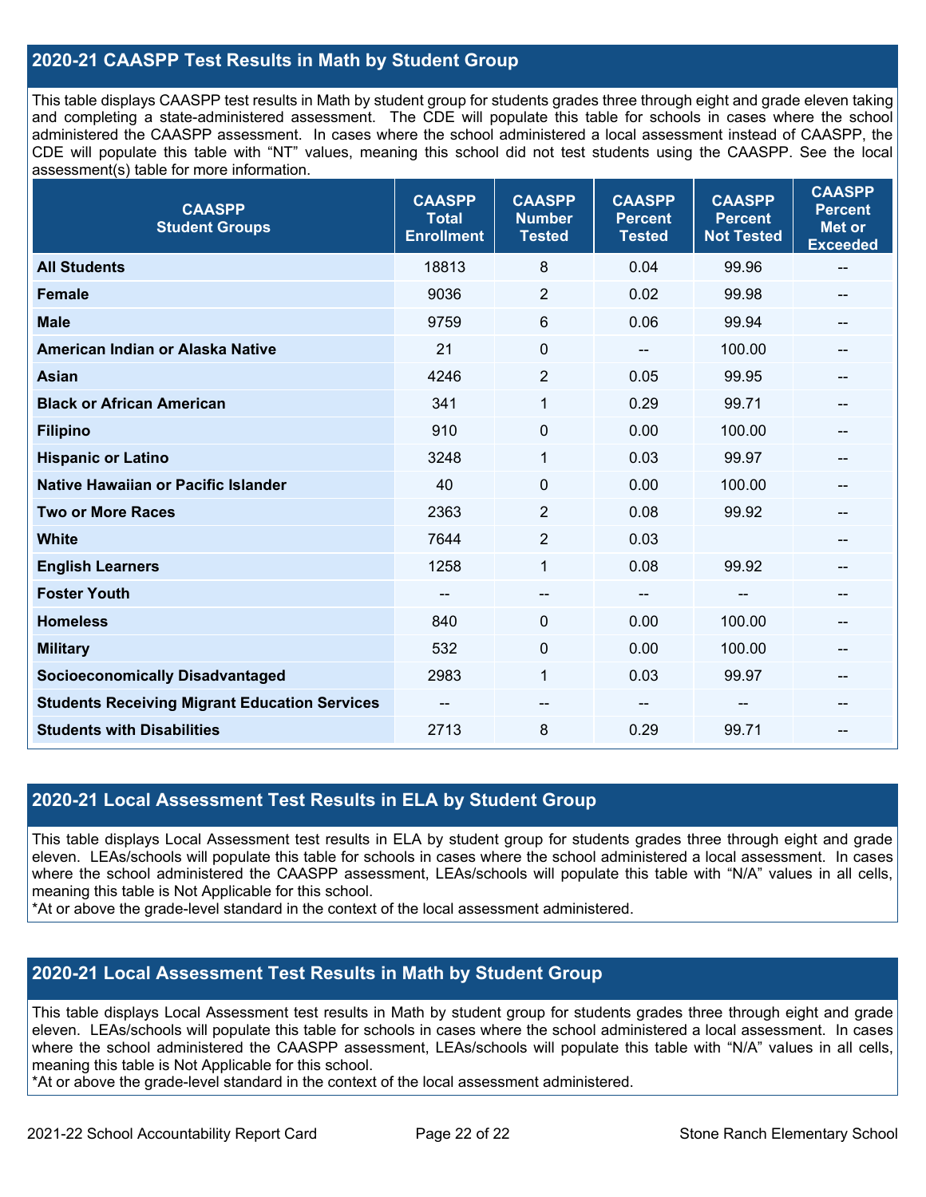## 2020-21 CAASPP Test Results in Math by Student Group

This table displays CAASPP test results in Math by student group for students grades three through eight and grade eleven taking and completing a state-administered assessment. The CDE will populate this table for schools in cases where the school administered the CAASPP assessment. In cases where the school administered a local assessment instead of CAASPP, the CDE will populate this table with "NT" values, meaning this school did not test students using the CAASPP. See the local assessment(s) table for more information.

| CAASPP Student Groups | CAASPP Total Enrollment | CAASPP Number Tested | CAASPP Percent Tested | CAASPP Percent Not Tested | CAASPP Percent Met or Exceeded |
|---|---|---|---|---|---|
| **All Students** | 18813 | 8 | 0.04 | 99.96 | -- |
| **Female** | 9036 | 2 | 0.02 | 99.98 | -- |
| **Male** | 9759 | 6 | 0.06 | 99.94 | -- |
| **American Indian or Alaska Native** | 21 | 0 | -- | 100.00 | -- |
| **Asian** | 4246 | 2 | 0.05 | 99.95 | -- |
| **Black or African American** | 341 | 1 | 0.29 | 99.71 | -- |
| **Filipino** | 910 | 0 | 0.00 | 100.00 | -- |
| **Hispanic or Latino** | 3248 | 1 | 0.03 | 99.97 | -- |
| **Native Hawaiian or Pacific Islander** | 40 | 0 | 0.00 | 100.00 | -- |
| **Two or More Races** | 2363 | 2 | 0.08 | 99.92 | -- |
| **White** | 7644 | 2 | 0.03 | | -- |
| **English Learners** | 1258 | 1 | 0.08 | 99.92 | -- |
| **Foster Youth** | -- | -- | -- | -- | -- |
| **Homeless** | 840 | 0 | 0.00 | 100.00 | -- |
| **Military** | 532 | 0 | 0.00 | 100.00 | -- |
| **Socioeconomically Disadvantaged** | 2983 | 1 | 0.03 | 99.97 | -- |
| **Students Receiving Migrant Education Services** | -- | -- | -- | -- | -- |
| **Students with Disabilities** | 2713 | 8 | 0.29 | 99.71 | -- |

## 2020-21 Local Assessment Test Results in ELA by Student Group

This table displays Local Assessment test results in ELA by student group for students grades three through eight and grade eleven. LEAs/schools will populate this table for schools in cases where the school administered a local assessment. In cases where the school administered the CAASPP assessment, LEAs/schools will populate this table with "N/A" values in all cells, meaning this table is Not Applicable for this school.
*At or above the grade-level standard in the context of the local assessment administered.

## 2020-21 Local Assessment Test Results in Math by Student Group

This table displays Local Assessment test results in Math by student group for students grades three through eight and grade eleven. LEAs/schools will populate this table for schools in cases where the school administered a local assessment. In cases where the school administered the CAASPP assessment, LEAs/schools will populate this table with "N/A" values in all cells, meaning this table is Not Applicable for this school.
*At or above the grade-level standard in the context of the local assessment administered.